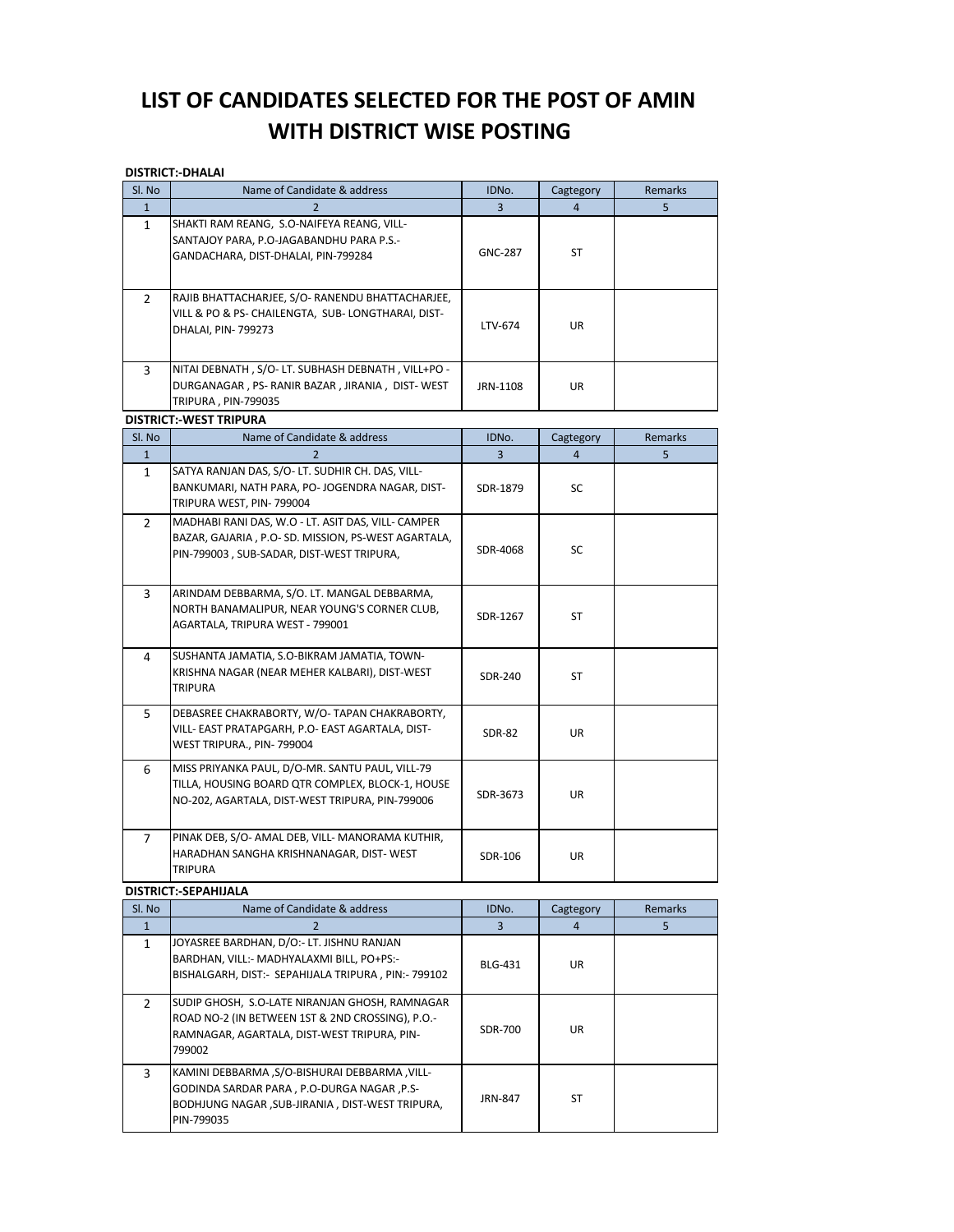# LIST OF CANDIDATES SELECTED FOR THE POST OF AMIN WITH DISTRICT WISE POSTING

**DISTRICT:-DHALAI**

| Sl. No | Name of Candidate & address | IDNo. | Cagtegory | Remarks |
|---|---|---|---|---|
| 1 | 2 | 3 | 4 | 5 |
| 1 | SHAKTI RAM REANG, S.O-NAIFEYA REANG, VILL-SANTAJOY PARA, P.O-JAGABANDHU PARA P.S.-GANDACHARA, DIST-DHALAI, PIN-799284 | GNC-287 | ST | |
| 2 | RAJIB BHATTACHARJEE, S/O- RANENDU BHATTACHARJEE, VILL & PO & PS- CHAILENGTA, SUB- LONGTHARAI, DIST-DHALAI, PIN- 799273 | LTV-674 | UR | |
| 3 | NITAI DEBNATH , S/O- LT. SUBHASH DEBNATH , VILL+PO - DURGANAGAR , PS- RANIR BAZAR , JIRANIA , DIST- WEST TRIPURA , PIN-799035 | JRN-1108 | UR | |

**DISTRICT:-WEST TRIPURA**

| Sl. No | Name of Candidate & address | IDNo. | Cagtegory | Remarks |
|---|---|---|---|---|
| 1 | 2 | 3 | 4 | 5 |
| 1 | SATYA RANJAN DAS, S/O- LT. SUDHIR CH. DAS, VILL-BANKUMARI, NATH PARA, PO- JOGENDRA NAGAR, DIST-TRIPURA WEST, PIN- 799004 | SDR-1879 | SC | |
| 2 | MADHABI RANI DAS, W.O - LT. ASIT DAS, VILL- CAMPER BAZAR, GAJARIA , P.O- SD. MISSION, PS-WEST AGARTALA, PIN-799003 , SUB-SADAR, DIST-WEST TRIPURA, | SDR-4068 | SC | |
| 3 | ARINDAM DEBBARMA, S/O. LT. MANGAL DEBBARMA, NORTH BANAMALIPUR, NEAR YOUNG'S CORNER CLUB, AGARTALA, TRIPURA WEST - 799001 | SDR-1267 | ST | |
| 4 | SUSHANTA JAMATIA, S.O-BIKRAM JAMATIA, TOWN-KRISHNA NAGAR (NEAR MEHER KALBARI), DIST-WEST TRIPURA | SDR-240 | ST | |
| 5 | DEBASREE CHAKRABORTY, W/O- TAPAN CHAKRABORTY, VILL- EAST PRATAPGARH, P.O- EAST AGARTALA, DIST-WEST TRIPURA., PIN- 799004 | SDR-82 | UR | |
| 6 | MISS PRIYANKA PAUL, D/O-MR. SANTU PAUL, VILL-79 TILLA, HOUSING BOARD QTR COMPLEX, BLOCK-1, HOUSE NO-202, AGARTALA, DIST-WEST TRIPURA, PIN-799006 | SDR-3673 | UR | |
| 7 | PINAK DEB, S/O- AMAL DEB, VILL- MANORAMA KUTHIR, HARADHAN SANGHA KRISHNANAGAR, DIST- WEST TRIPURA | SDR-106 | UR | |

**DISTRICT:-SEPAHIJALA**

| Sl. No | Name of Candidate & address | IDNo. | Cagtegory | Remarks |
|---|---|---|---|---|
| 1 | 2 | 3 | 4 | 5 |
| 1 | JOYASREE BARDHAN, D/O:- LT. JISHNU RANJAN BARDHAN, VILL:- MADHYALAXMI BILL, PO+PS:-BISHALGARH, DIST:- SEPAHIJALA TRIPURA , PIN:- 799102 | BLG-431 | UR | |
| 2 | SUDIP GHOSH, S.O-LATE NIRANJAN GHOSH, RAMNAGAR ROAD NO-2 (IN BETWEEN 1ST & 2ND CROSSING), P.O.-RAMNAGAR, AGARTALA, DIST-WEST TRIPURA, PIN-799002 | SDR-700 | UR | |
| 3 | KAMINI DEBBARMA ,S/O-BISHURAI DEBBARMA ,VILL-GODINDA SARDAR PARA , P.O-DURGA NAGAR ,P.S-BODHJUNG NAGAR ,SUB-JIRANIA , DIST-WEST TRIPURA, PIN-799035 | JRN-847 | ST | |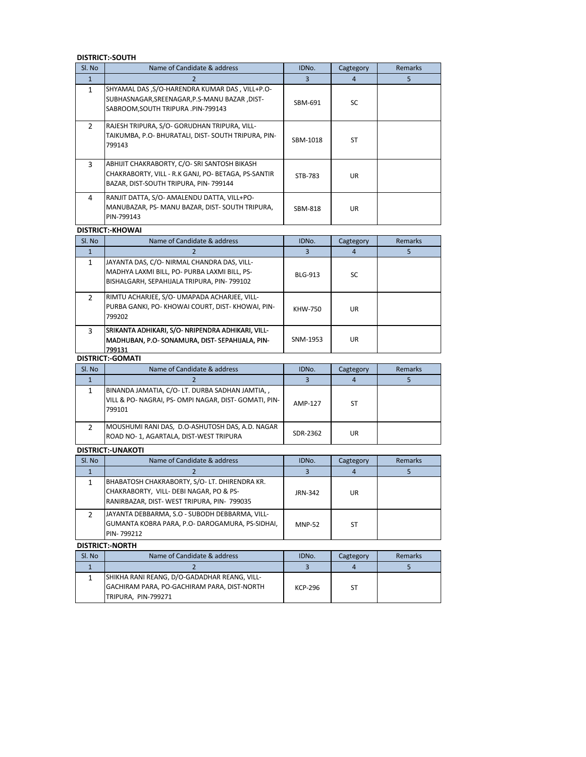**DISTRICT:-SOUTH**

| Sl. No | Name of Candidate & address | IDNo. | Cagtegory | Remarks |
|---|---|---|---|---|
| 1 | 2 | 3 | 4 | 5 |
| 1 | SHYAMAL DAS ,S/O-HARENDRA KUMAR DAS , VILL+P.O-SUBHASNAGAR,SREENAGAR,P.S-MANU BAZAR ,DIST-SABROOM,SOUTH TRIPURA .PIN-799143 | SBM-691 | SC | |
| 2 | RAJESH TRIPURA, S/O- GORUDHAN TRIPURA, VILL-TAIKUMBA, P.O- BHURATALI, DIST- SOUTH TRIPURA, PIN-799143 | SBM-1018 | ST | |
| 3 | ABHIJIT CHAKRABORTY, C/O- SRI SANTOSH BIKASH CHAKRABORTY, VILL - R.K GANJ, PO- BETAGA, PS-SANTIR BAZAR, DIST-SOUTH TRIPURA, PIN- 799144 | STB-783 | UR | |
| 4 | RANJIT DATTA, S/O- AMALENDU DATTA, VILL+PO-MANUBAZAR, PS- MANU BAZAR, DIST- SOUTH TRIPURA, PIN-799143 | SBM-818 | UR | |

**DISTRICT:-KHOWAI**

| Sl. No | Name of Candidate & address | IDNo. | Cagtegory | Remarks |
|---|---|---|---|---|
| 1 | 2 | 3 | 4 | 5 |
| 1 | JAYANTA DAS, C/O- NIRMAL CHANDRA DAS, VILL-MADHYA LAXMI BILL, PO- PURBA LAXMI BILL, PS-BISHALGARH, SEPAHIJALA TRIPURA, PIN- 799102 | BLG-913 | SC | |
| 2 | RIMTU ACHARJEE, S/O- UMAPADA ACHARJEE, VILL-PURBA GANKI, PO- KHOWAI COURT, DIST- KHOWAI, PIN-799202 | KHW-750 | UR | |
| 3 | SRIKANTA ADHIKARI, S/O- NRIPENDRA ADHIKARI, VILL-MADHUBAN, P.O- SONAMURA, DIST- SEPAHIJALA, PIN-799131 | SNM-1953 | UR | |

**DISTRICT:-GOMATI**

| Sl. No | Name of Candidate & address | IDNo. | Cagtegory | Remarks |
|---|---|---|---|---|
| 1 | 2 | 3 | 4 | 5 |
| 1 | BINANDA JAMATIA, C/O- LT. DURBA SADHAN JAMTIA, , VILL & PO- NAGRAI, PS- OMPI NAGAR, DIST- GOMATI, PIN-799101 | AMP-127 | ST | |
| 2 | MOUSHUMI RANI DAS, D.O-ASHUTOSH DAS, A.D. NAGAR ROAD NO- 1, AGARTALA, DIST-WEST TRIPURA | SDR-2362 | UR | |

**DISTRICT:-UNAKOTI**

| Sl. No | Name of Candidate & address | IDNo. | Cagtegory | Remarks |
|---|---|---|---|---|
| 1 | 2 | 3 | 4 | 5 |
| 1 | BHABATOSH CHAKRABORTY, S/O- LT. DHIRENDRA KR. CHAKRABORTY, VILL- DEBI NAGAR, PO & PS-RANIRBAZAR, DIST- WEST TRIPURA, PIN- 799035 | JRN-342 | UR | |
| 2 | JAYANTA DEBBARMA, S.O - SUBODH DEBBARMA, VILL-GUMANTA KOBRA PARA, P.O- DAROGAMURA, PS-SIDHAI, PIN- 799212 | MNP-52 | ST | |

**DISTRICT:-NORTH**

| Sl. No | Name of Candidate & address | IDNo. | Cagtegory | Remarks |
|---|---|---|---|---|
| 1 | 2 | 3 | 4 | 5 |
| 1 | SHIKHA RANI REANG, D/O-GADADHAR REANG, VILL-GACHIRAM PARA, PO-GACHIRAM PARA, DIST-NORTH TRIPURA, PIN-799271 | KCP-296 | ST | |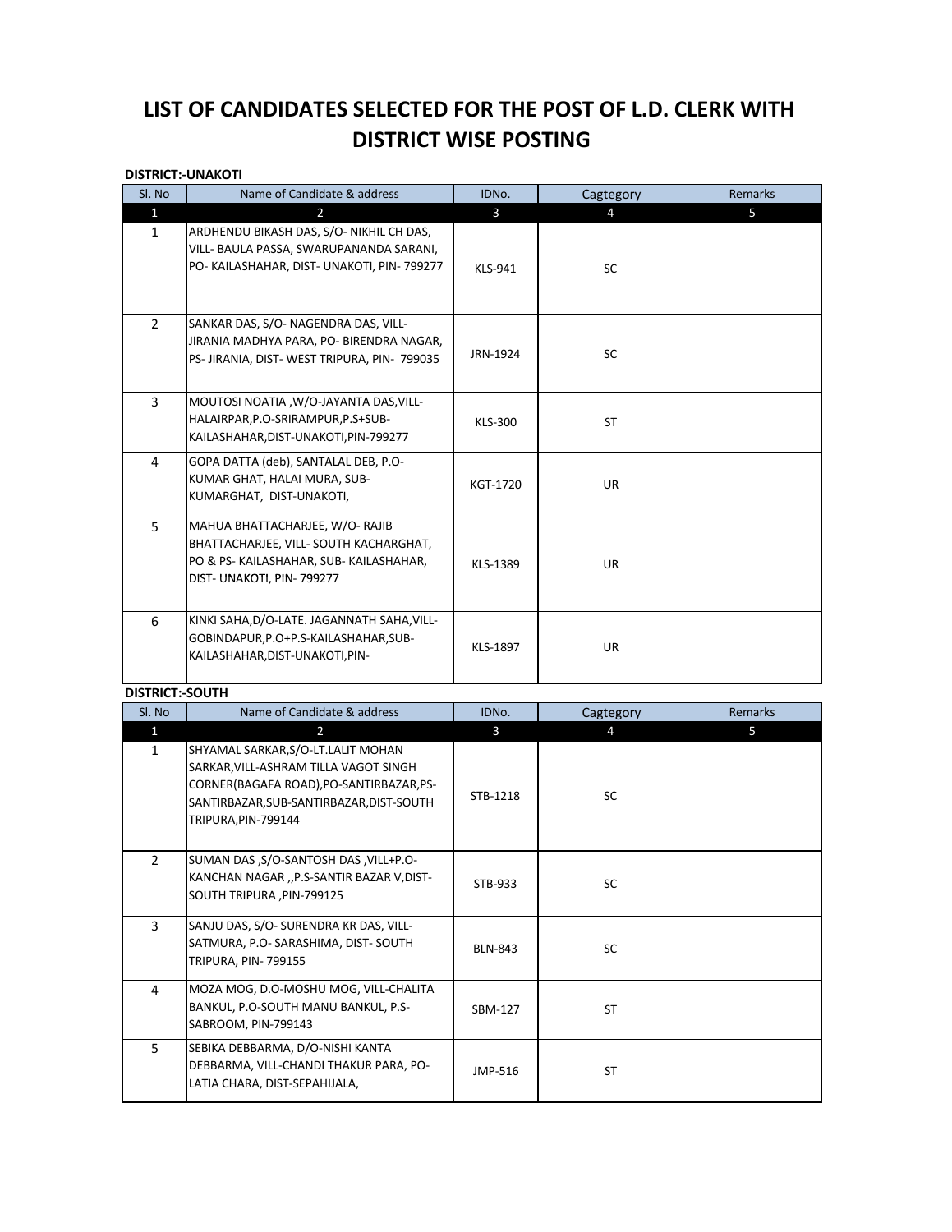# LIST OF CANDIDATES SELECTED FOR THE POST OF L.D. CLERK WITH DISTRICT WISE POSTING

**DISTRICT:-UNAKOTI**

| Sl. No | Name of Candidate & address | IDNo. | Cagtegory | Remarks |
|---|---|---|---|---|
| 1 | 2 | 3 | 4 | 5 |
| 1 | ARDHENDU BIKASH DAS, S/O- NIKHIL CH DAS, VILL- BAULA PASSA, SWARUPANANDA SARANI, PO- KAILASHAHAR, DIST- UNAKOTI, PIN- 799277 | KLS-941 | SC | |
| 2 | SANKAR DAS, S/O- NAGENDRA DAS, VILL- JIRANIA MADHYA PARA, PO- BIRENDRA NAGAR, PS- JIRANIA, DIST- WEST TRIPURA, PIN- 799035 | JRN-1924 | SC | |
| 3 | MOUTOSI NOATIA ,W/O-JAYANTA DAS,VILL-HALAIRPAR,P.O-SRIRAMPUR,P.S+SUB-KAILASHAHAR,DIST-UNAKOTI,PIN-799277 | KLS-300 | ST | |
| 4 | GOPA DATTA (deb), SANTALAL DEB, P.O- KUMAR GHAT, HALAI MURA, SUB- KUMARGHAT, DIST-UNAKOTI, | KGT-1720 | UR | |
| 5 | MAHUA BHATTACHARJEE, W/O- RAJIB BHATTACHARJEE, VILL- SOUTH KACHARGHAT, PO & PS- KAILASHAHAR, SUB- KAILASHAHAR, DIST- UNAKOTI, PIN- 799277 | KLS-1389 | UR | |
| 6 | KINKI SAHA,D/O-LATE. JAGANNATH SAHA,VILL-GOBINDAPUR,P.O+P.S-KAILASHAHAR,SUB-KAILASHAHAR,DIST-UNAKOTI,PIN- | KLS-1897 | UR | |

**DISTRICT:-SOUTH**

| Sl. No | Name of Candidate & address | IDNo. | Cagtegory | Remarks |
|---|---|---|---|---|
| 1 | 2 | 3 | 4 | 5 |
| 1 | SHYAMAL SARKAR,S/O-LT.LALIT MOHAN SARKAR,VILL-ASHRAM TILLA VAGOT SINGH CORNER(BAGAFA ROAD),PO-SANTIRBAZAR,PS-SANTIRBAZAR,SUB-SANTIRBAZAR,DIST-SOUTH TRIPURA,PIN-799144 | STB-1218 | SC | |
| 2 | SUMAN DAS ,S/O-SANTOSH DAS ,VILL+P.O-KANCHAN NAGAR ,,P.S-SANTIR BAZAR V,DIST-SOUTH TRIPURA ,PIN-799125 | STB-933 | SC | |
| 3 | SANJU DAS, S/O- SURENDRA KR DAS, VILL-SATMURA, P.O- SARASHIMA, DIST- SOUTH TRIPURA, PIN- 799155 | BLN-843 | SC | |
| 4 | MOZA MOG, D.O-MOSHU MOG, VILL-CHALITA BANKUL, P.O-SOUTH MANU BANKUL, P.S-SABROOM, PIN-799143 | SBM-127 | ST | |
| 5 | SEBIKA DEBBARMA, D/O-NISHI KANTA DEBBARMA, VILL-CHANDI THAKUR PARA, PO-LATIA CHARA, DIST-SEPAHIJALA, | JMP-516 | ST | |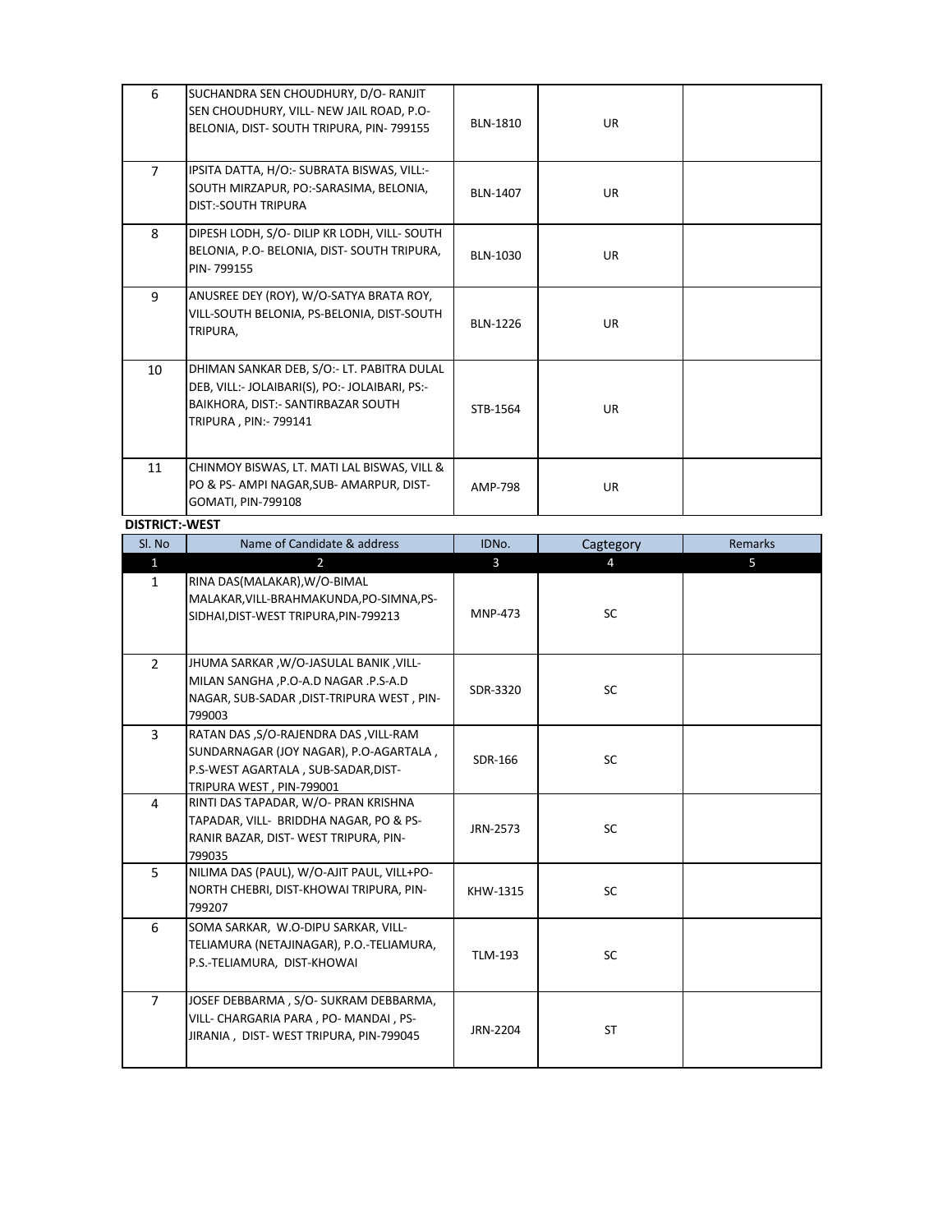| | | | | |
|---|---|---|---|---|
| 6 | SUCHANDRA SEN CHOUDHURY, D/O- RANJIT SEN CHOUDHURY, VILL- NEW JAIL ROAD, P.O- BELONIA, DIST- SOUTH TRIPURA, PIN- 799155 | BLN-1810 | UR | |
| 7 | IPSITA DATTA, H/O:- SUBRATA BISWAS, VILL:- SOUTH MIRZAPUR, PO:-SARASIMA, BELONIA, DIST:-SOUTH TRIPURA | BLN-1407 | UR | |
| 8 | DIPESH LODH, S/O- DILIP KR LODH, VILL- SOUTH BELONIA, P.O- BELONIA, DIST- SOUTH TRIPURA, PIN- 799155 | BLN-1030 | UR | |
| 9 | ANUSREE DEY (ROY), W/O-SATYA BRATA ROY, VILL-SOUTH BELONIA, PS-BELONIA, DIST-SOUTH TRIPURA, | BLN-1226 | UR | |
| 10 | DHIMAN SANKAR DEB, S/O:- LT. PABITRA DULAL DEB, VILL:- JOLAIBARI(S), PO:- JOLAIBARI, PS:- BAIKHORA, DIST:- SANTIRBAZAR SOUTH TRIPURA , PIN:- 799141 | STB-1564 | UR | |
| 11 | CHINMOY BISWAS, LT. MATI LAL BISWAS, VILL & PO & PS- AMPI NAGAR,SUB- AMARPUR, DIST- GOMATI, PIN-799108 | AMP-798 | UR | |

**DISTRICT:-WEST**

| Sl. No | Name of Candidate & address | IDNo. | Cagtegory | Remarks |
|---|---|---|---|---|
| 1 | 2 | 3 | 4 | 5 |
| 1 | RINA DAS(MALAKAR),W/O-BIMAL MALAKAR,VILL-BRAHMAKUNDA,PO-SIMNA,PS-SIDHAI,DIST-WEST TRIPURA,PIN-799213 | MNP-473 | SC | |
| 2 | JHUMA SARKAR ,W/O-JASULAL BANIK ,VILL-MILAN SANGHA ,P.O-A.D NAGAR .P.S-A.D NAGAR, SUB-SADAR ,DIST-TRIPURA WEST , PIN-799003 | SDR-3320 | SC | |
| 3 | RATAN DAS ,S/O-RAJENDRA DAS ,VILL-RAM SUNDARNAGAR (JOY NAGAR), P.O-AGARTALA , P.S-WEST AGARTALA , SUB-SADAR,DIST-TRIPURA WEST , PIN-799001 | SDR-166 | SC | |
| 4 | RINTI DAS TAPADAR, W/O- PRAN KRISHNA TAPADAR, VILL- BRIDDHA NAGAR, PO & PS-RANIR BAZAR, DIST- WEST TRIPURA, PIN-799035 | JRN-2573 | SC | |
| 5 | NILIMA DAS (PAUL), W/O-AJIT PAUL, VILL+PO-NORTH CHEBRI, DIST-KHOWAI TRIPURA, PIN-799207 | KHW-1315 | SC | |
| 6 | SOMA SARKAR, W.O-DIPU SARKAR, VILL-TELIAMURA (NETAJINAGAR), P.O.-TELIAMURA, P.S.-TELIAMURA, DIST-KHOWAI | TLM-193 | SC | |
| 7 | JOSEF DEBBARMA , S/O- SUKRAM DEBBARMA, VILL- CHARGARIA PARA , PO- MANDAI , PS-JIRANIA , DIST- WEST TRIPURA, PIN-799045 | JRN-2204 | ST | |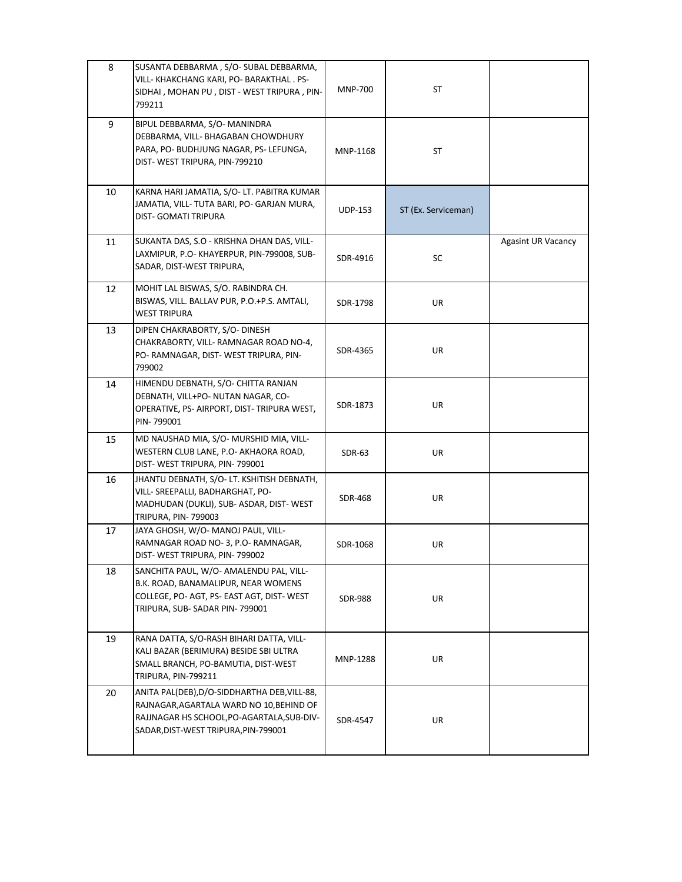| | | | | |
|---|---|---|---|---|
| 8 | SUSANTA DEBBARMA , S/O- SUBAL DEBBARMA, VILL- KHAKCHANG KARI, PO- BARAKTHAL . PS- SIDHAI , MOHAN PU , DIST - WEST TRIPURA , PIN- 799211 | MNP-700 | ST | |
| 9 | BIPUL DEBBARMA, S/O- MANINDRA DEBBARMA, VILL- BHAGABAN CHOWDHURY PARA, PO- BUDHJUNG NAGAR, PS- LEFUNGA, DIST- WEST TRIPURA, PIN-799210 | MNP-1168 | ST | |
| 10 | KARNA HARI JAMATIA, S/O- LT. PABITRA KUMAR JAMATIA, VILL- TUTA BARI, PO- GARJAN MURA, DIST- GOMATI TRIPURA | UDP-153 | ST (Ex. Serviceman) | |
| 11 | SUKANTA DAS, S.O - KRISHNA DHAN DAS, VILL- LAXMIPUR, P.O- KHAYERPUR, PIN-799008, SUB- SADAR, DIST-WEST TRIPURA, | SDR-4916 | SC | Agasint UR Vacancy |
| 12 | MOHIT LAL BISWAS, S/O. RABINDRA CH. BISWAS, VILL. BALLAV PUR, P.O.+P.S. AMTALI, WEST TRIPURA | SDR-1798 | UR | |
| 13 | DIPEN CHAKRABORTY, S/O- DINESH CHAKRABORTY, VILL- RAMNAGAR ROAD NO-4, PO- RAMNAGAR, DIST- WEST TRIPURA, PIN- 799002 | SDR-4365 | UR | |
| 14 | HIMENDU DEBNATH, S/O- CHITTA RANJAN DEBNATH, VILL+PO- NUTAN NAGAR, CO- OPERATIVE, PS- AIRPORT, DIST- TRIPURA WEST, PIN- 799001 | SDR-1873 | UR | |
| 15 | MD NAUSHAD MIA, S/O- MURSHID MIA, VILL- WESTERN CLUB LANE, P.O- AKHAORA ROAD, DIST- WEST TRIPURA, PIN- 799001 | SDR-63 | UR | |
| 16 | JHANTU DEBNATH, S/O- LT. KSHITISH DEBNATH, VILL- SREEPALLI, BADHARGHAT, PO- MADHUDAN (DUKLI), SUB- ASDAR, DIST- WEST TRIPURA, PIN- 799003 | SDR-468 | UR | |
| 17 | JAYA GHOSH, W/O- MANOJ PAUL, VILL- RAMNAGAR ROAD NO- 3, P.O- RAMNAGAR, DIST- WEST TRIPURA, PIN- 799002 | SDR-1068 | UR | |
| 18 | SANCHITA PAUL, W/O- AMALENDU PAL, VILL- B.K. ROAD, BANAMALIPUR, NEAR WOMENS COLLEGE, PO- AGT, PS- EAST AGT, DIST- WEST TRIPURA, SUB- SADAR PIN- 799001 | SDR-988 | UR | |
| 19 | RANA DATTA, S/O-RASH BIHARI DATTA, VILL- KALI BAZAR (BERIMURA) BESIDE SBI ULTRA SMALL BRANCH, PO-BAMUTIA, DIST-WEST TRIPURA, PIN-799211 | MNP-1288 | UR | |
| 20 | ANITA PAL(DEB),D/O-SIDDHARTHA DEB,VILL-88, RAJNAGAR,AGARTALA WARD NO 10,BEHIND OF RAJNAGAR HS SCHOOL,PO-AGARTALA,SUB-DIV- SADAR,DIST-WEST TRIPURA,PIN-799001 | SDR-4547 | UR | |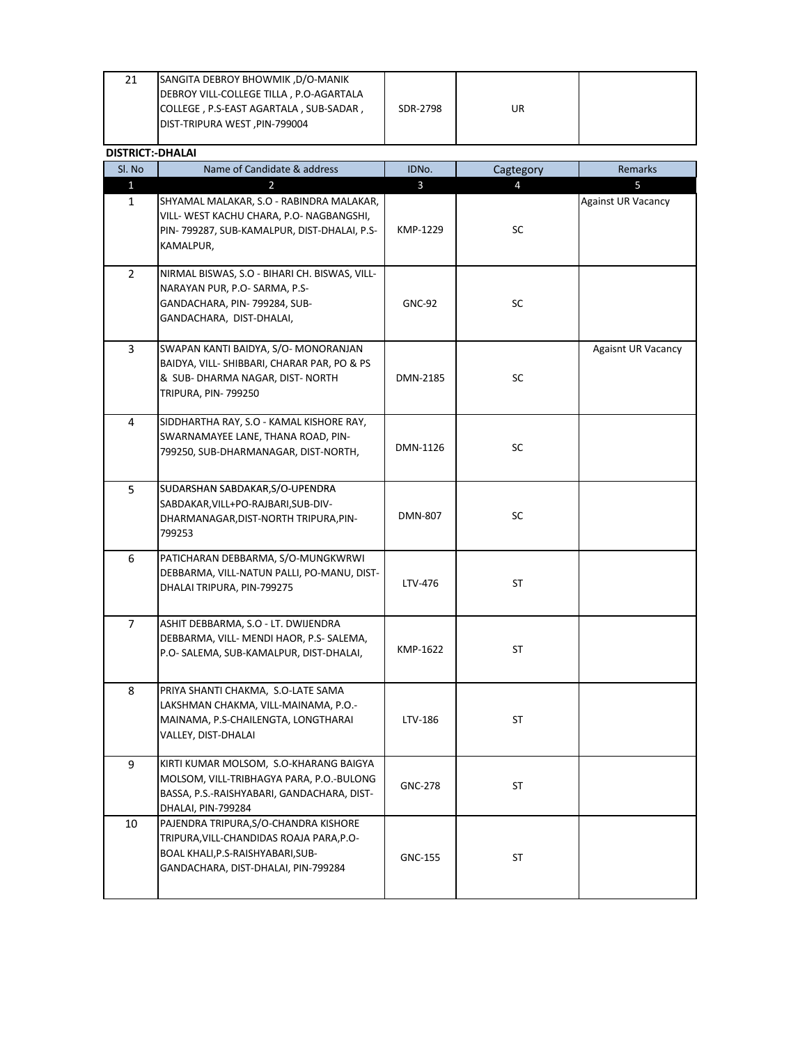| 21 | SANGITA DEBROY BHOWMIK ,D/O-MANIK DEBROY VILL-COLLEGE TILLA , P.O-AGARTALA COLLEGE , P.S-EAST AGARTALA , SUB-SADAR , DIST-TRIPURA WEST ,PIN-799004 | SDR-2798 | UR | |
|---|---|---|---|---|

**DISTRICT:-DHALAI**

| Sl. No | Name of Candidate & address | IDNo. | Cagtegory | Remarks |
|---|---|---|---|---|
| 1 | 2 | 3 | 4 | 5 |
| 1 | SHYAMAL MALAKAR, S.O - RABINDRA MALAKAR, VILL- WEST KACHU CHARA, P.O- NAGBANGSHI, PIN- 799287, SUB-KAMALPUR, DIST-DHALAI, P.S-KAMALPUR, | KMP-1229 | SC | Against UR Vacancy |
| 2 | NIRMAL BISWAS, S.O - BIHARI CH. BISWAS, VILL-NARAYAN PUR, P.O- SARMA, P.S-GANDACHARA, PIN- 799284, SUB-GANDACHARA, DIST-DHALAI, | GNC-92 | SC | |
| 3 | SWAPAN KANTI BAIDYA, S/O- MONORANJAN BAIDYA, VILL- SHIBBARI, CHARAR PAR, PO & PS & SUB- DHARMA NAGAR, DIST- NORTH TRIPURA, PIN- 799250 | DMN-2185 | SC | Agaisnt UR Vacancy |
| 4 | SIDDHARTHA RAY, S.O - KAMAL KISHORE RAY, SWARNAMAYEE LANE, THANA ROAD, PIN-799250, SUB-DHARMANAGAR, DIST-NORTH, | DMN-1126 | SC | |
| 5 | SUDARSHAN SABDAKAR,S/O-UPENDRA SABDAKAR,VILL+PO-RAJBARI,SUB-DIV-DHARMANAGAR,DIST-NORTH TRIPURA,PIN-799253 | DMN-807 | SC | |
| 6 | PATICHARAN DEBBARMA, S/O-MUNGKWRWI DEBBARMA, VILL-NATUN PALLI, PO-MANU, DIST-DHALAI TRIPURA, PIN-799275 | LTV-476 | ST | |
| 7 | ASHIT DEBBARMA, S.O - LT. DWIJENDRA DEBBARMA, VILL- MENDI HAOR, P.S- SALEMA, P.O- SALEMA, SUB-KAMALPUR, DIST-DHALAI, | KMP-1622 | ST | |
| 8 | PRIYA SHANTI CHAKMA, S.O-LATE SAMA LAKSHMAN CHAKMA, VILL-MAINAMA, P.O.-MAINAMA, P.S-CHAILENGTA, LONGTHARAI VALLEY, DIST-DHALAI | LTV-186 | ST | |
| 9 | KIRTI KUMAR MOLSOM, S.O-KHARANG BAIGYA MOLSOM, VILL-TRIBHAGYA PARA, P.O.-BULONG BASSA, P.S.-RAISHYABARI, GANDACHARA, DIST-DHALAI, PIN-799284 | GNC-278 | ST | |
| 10 | PAJENDRA TRIPURA,S/O-CHANDRA KISHORE TRIPURA,VILL-CHANDIDAS ROAJA PARA,P.O-BOAL KHALI,P.S-RAISHYABARI,SUB-GANDACHARA, DIST-DHALAI, PIN-799284 | GNC-155 | ST | |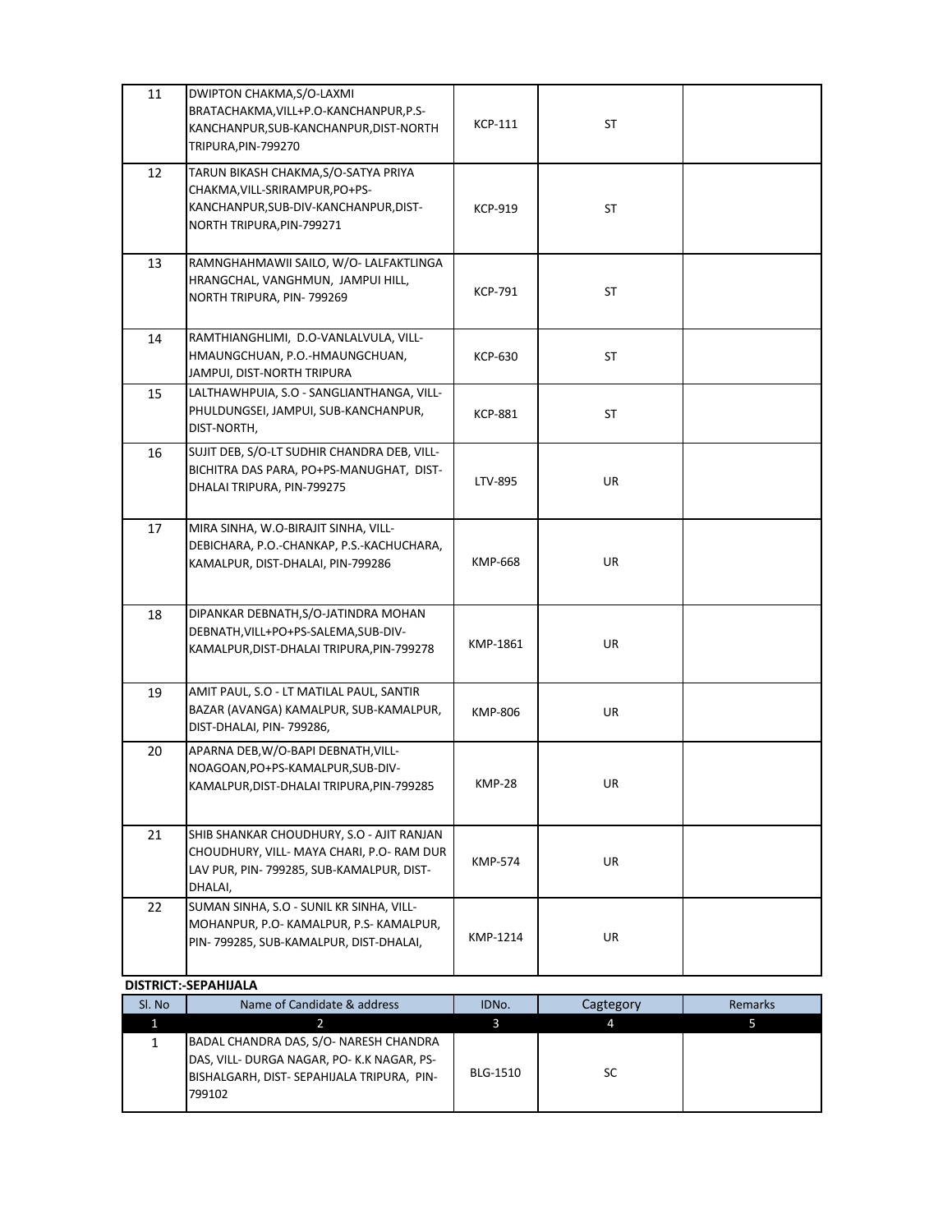| 11 | DWIPTON CHAKMA,S/O-LAXMI BRATACHAKMA,VILL+P.O-KANCHANPUR,P.S-KANCHANPUR,SUB-KANCHANPUR,DIST-NORTH TRIPURA,PIN-799270 | KCP-111 | ST | |
|---|---|---|---|---|
| 12 | TARUN BIKASH CHAKMA,S/O-SATYA PRIYA CHAKMA,VILL-SRIRAMPUR,PO+PS-KANCHANPUR,SUB-DIV-KANCHANPUR,DIST-NORTH TRIPURA,PIN-799271 | KCP-919 | ST | |
| 13 | RAMNGHAHMAWII SAILO, W/O- LALFAKTLINGA HRANGCHAL, VANGHMUN, JAMPUI HILL, NORTH TRIPURA, PIN- 799269 | KCP-791 | ST | |
| 14 | RAMTHIANGHLIMI, D.O-VANLALVULA, VILL-HMAUNGCHUAN, P.O.-HMAUNGCHUAN, JAMPUI, DIST-NORTH TRIPURA | KCP-630 | ST | |
| 15 | LALTHAWHPUIA, S.O - SANGLIANTHANGA, VILL-PHULDUNGSEI, JAMPUI, SUB-KANCHANPUR, DIST-NORTH, | KCP-881 | ST | |
| 16 | SUJIT DEB, S/O-LT SUDHIR CHANDRA DEB, VILL-BICHITRA DAS PARA, PO+PS-MANUGHAT, DIST-DHALAI TRIPURA, PIN-799275 | LTV-895 | UR | |
| 17 | MIRA SINHA, W.O-BIRAJIT SINHA, VILL-DEBICHARA, P.O.-CHANKAP, P.S.-KACHUCHARA, KAMALPUR, DIST-DHALAI, PIN-799286 | KMP-668 | UR | |
| 18 | DIPANKAR DEBNATH,S/O-JATINDRA MOHAN DEBNATH,VILL+PO+PS-SALEMA,SUB-DIV-KAMALPUR,DIST-DHALAI TRIPURA,PIN-799278 | KMP-1861 | UR | |
| 19 | AMIT PAUL, S.O - LT MATILAL PAUL, SANTIR BAZAR (AVANGA) KAMALPUR, SUB-KAMALPUR, DIST-DHALAI, PIN- 799286, | KMP-806 | UR | |
| 20 | APARNA DEB,W/O-BAPI DEBNATH,VILL-NOAGOAN,PO+PS-KAMALPUR,SUB-DIV-KAMALPUR,DIST-DHALAI TRIPURA,PIN-799285 | KMP-28 | UR | |
| 21 | SHIB SHANKAR CHOUDHURY, S.O - AJIT RANJAN CHOUDHURY, VILL- MAYA CHARI, P.O- RAM DUR LAV PUR, PIN- 799285, SUB-KAMALPUR, DIST-DHALAI, | KMP-574 | UR | |
| 22 | SUMAN SINHA, S.O - SUNIL KR SINHA, VILL-MOHANPUR, P.O- KAMALPUR, P.S- KAMALPUR, PIN- 799285, SUB-KAMALPUR, DIST-DHALAI, | KMP-1214 | UR | |

**DISTRICT:-SEPAHIJALA**

| Sl. No | Name of Candidate & address | IDNo. | Cagtegory | Remarks |
|---|---|---|---|---|
| 1 | 2 | 3 | 4 | 5 |
| 1 | BADAL CHANDRA DAS, S/O- NARESH CHANDRA DAS, VILL- DURGA NAGAR, PO- K.K NAGAR, PS-BISHALGARH, DIST- SEPAHIJALA TRIPURA, PIN-799102 | BLG-1510 | SC | |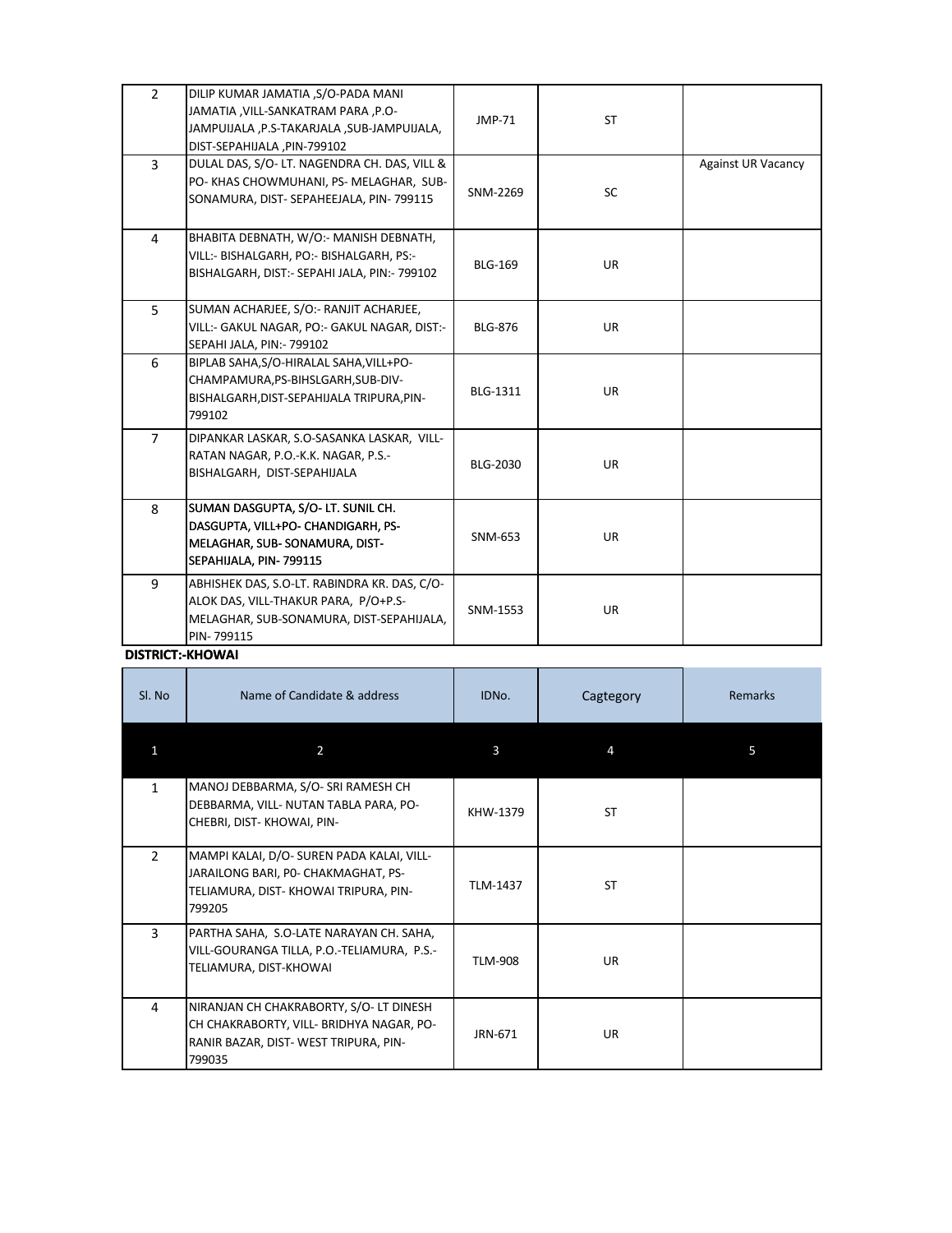| 2 | DILIP KUMAR JAMATIA ,S/O-PADA MANI JAMATIA ,VILL-SANKATRAM PARA ,P.O-JAMPUIJALA ,P.S-TAKARJALA ,SUB-JAMPUIJALA, DIST-SEPAHIJALA ,PIN-799102 | JMP-71 | ST | |
|---|---|---|---|---|
| 3 | DULAL DAS, S/O- LT. NAGENDRA CH. DAS, VILL & PO- KHAS CHOWMUHANI, PS- MELAGHAR, SUB-SONAMURA, DIST- SEPAHEEJALA, PIN- 799115 | SNM-2269 | SC | Against UR Vacancy |
| 4 | BHABITA DEBNATH, W/O:- MANISH DEBNATH, VILL:- BISHALGARH, PO:- BISHALGARH, PS:- BISHALGARH, DIST:- SEPAHI JALA, PIN:- 799102 | BLG-169 | UR | |
| 5 | SUMAN ACHARJEE, S/O:- RANJIT ACHARJEE, VILL:- GAKUL NAGAR, PO:- GAKUL NAGAR, DIST:- SEPAHI JALA, PIN:- 799102 | BLG-876 | UR | |
| 6 | BIPLAB SAHA,S/O-HIRALAL SAHA,VILL+PO-CHAMPAMURA,PS-BIHSLGARH,SUB-DIV-BISHALGARH,DIST-SEPAHIJALA TRIPURA,PIN-799102 | BLG-1311 | UR | |
| 7 | DIPANKAR LASKAR, S.O-SASANKA LASKAR, VILL-RATAN NAGAR, P.O.-K.K. NAGAR, P.S.-BISHALGARH, DIST-SEPAHIJALA | BLG-2030 | UR | |
| 8 | SUMAN DASGUPTA, S/O- LT. SUNIL CH. DASGUPTA, VILL+PO- CHANDIGARH, PS-MELAGHAR, SUB- SONAMURA, DIST-SEPAHIJALA, PIN- 799115 | SNM-653 | UR | |
| 9 | ABHISHEK DAS, S.O-LT. RABINDRA KR. DAS, C/O-ALOK DAS, VILL-THAKUR PARA, P/O+P.S-MELAGHAR, SUB-SONAMURA, DIST-SEPAHIJALA, PIN- 799115 | SNM-1553 | UR | |

**DISTRICT:-KHOWAI**

| Sl. No | Name of Candidate & address | IDNo. | Cagtegory | Remarks |
|---|---|---|---|---|
| 1 | 2 | 3 | 4 | 5 |
| 1 | MANOJ DEBBARMA, S/O- SRI RAMESH CH DEBBARMA, VILL- NUTAN TABLA PARA, PO-CHEBRI, DIST- KHOWAI, PIN- | KHW-1379 | ST | |
| 2 | MAMPI KALAI, D/O- SUREN PADA KALAI, VILL-JARAILONG BARI, P0- CHAKMAGHAT, PS-TELIAMURA, DIST- KHOWAI TRIPURA, PIN-799205 | TLM-1437 | ST | |
| 3 | PARTHA SAHA, S.O-LATE NARAYAN CH. SAHA, VILL-GOURANGA TILLA, P.O.-TELIAMURA, P.S.-TELIAMURA, DIST-KHOWAI | TLM-908 | UR | |
| 4 | NIRANJAN CH CHAKRABORTY, S/O- LT DINESH CH CHAKRABORTY, VILL- BRIDHYA NAGAR, PO-RANIR BAZAR, DIST- WEST TRIPURA, PIN-799035 | JRN-671 | UR | |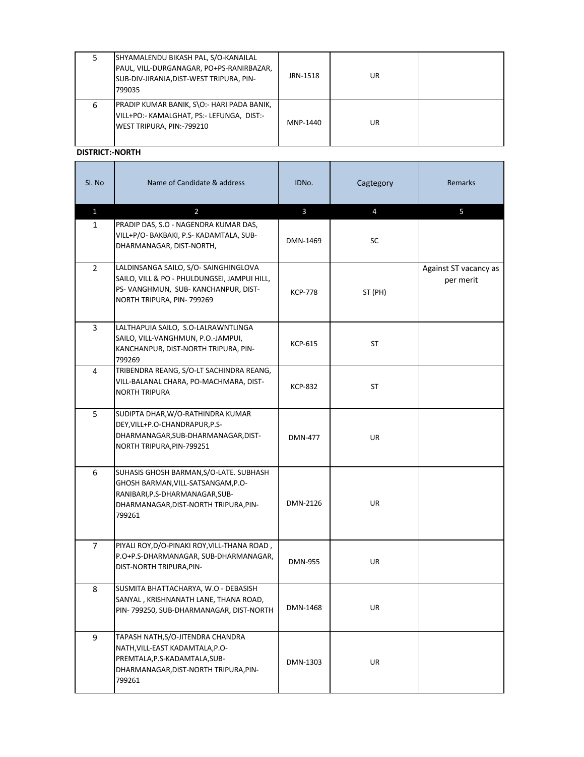| 5 | SHYAMALENDU BIKASH PAL, S/O-KANAILAL PAUL, VILL-DURGANAGAR, PO+PS-RANIRBAZAR, SUB-DIV-JIRANIA,DIST-WEST TRIPURA, PIN-799035 | JRN-1518 | UR | |
|---|---|---|---|---|
| 6 | PRADIP KUMAR BANIK, S\O:- HARI PADA BANIK, VILL+PO:- KAMALGHAT, PS:- LEFUNGA, DIST:- WEST TRIPURA, PIN:-799210 | MNP-1440 | UR | |

**DISTRICT:-NORTH**

| Sl. No | Name of Candidate & address | IDNo. | Cagtegory | Remarks |
|---|---|---|---|---|
| 1 | 2 | 3 | 4 | 5 |
| 1 | PRADIP DAS, S.O - NAGENDRA KUMAR DAS, VILL+P/O- BAKBAKI, P.S- KADAMTALA, SUB-DHARMANAGAR, DIST-NORTH, | DMN-1469 | SC | |
| 2 | LALDINSANGA SAILO, S/O- SAINGHINGLOVA SAILO, VILL & PO - PHULDUNGSEI, JAMPUI HILL, PS- VANGHMUN, SUB- KANCHANPUR, DIST-NORTH TRIPURA, PIN- 799269 | KCP-778 | ST (PH) | Against ST vacancy as per merit |
| 3 | LALTHAPUIA SAILO, S.O-LALRAWNTLINGA SAILO, VILL-VANGHMUN, P.O.-JAMPUI, KANCHANPUR, DIST-NORTH TRIPURA, PIN-799269 | KCP-615 | ST | |
| 4 | TRIBENDRA REANG, S/O-LT SACHINDRA REANG, VILL-BALANAL CHARA, PO-MACHMARA, DIST-NORTH TRIPURA | KCP-832 | ST | |
| 5 | SUDIPTA DHAR,W/O-RATHINDRA KUMAR DEY,VILL+P.O-CHANDRAPUR,P.S-DHARMANAGAR,SUB-DHARMANAGAR,DIST-NORTH TRIPURA,PIN-799251 | DMN-477 | UR | |
| 6 | SUHASIS GHOSH BARMAN,S/O-LATE. SUBHASH GHOSH BARMAN,VILL-SATSANGAM,P.O-RANIBARI,P.S-DHARMANAGAR,SUB-DHARMANAGAR,DIST-NORTH TRIPURA,PIN-799261 | DMN-2126 | UR | |
| 7 | PIYALI ROY,D/O-PINAKI ROY,VILL-THANA ROAD , P.O+P.S-DHARMANAGAR, SUB-DHARMANAGAR, DIST-NORTH TRIPURA,PIN- | DMN-955 | UR | |
| 8 | SUSMITA BHATTACHARYA, W.O - DEBASISH SANYAL , KRISHNANATH LANE, THANA ROAD, PIN- 799250, SUB-DHARMANAGAR, DIST-NORTH | DMN-1468 | UR | |
| 9 | TAPASH NATH,S/O-JITENDRA CHANDRA NATH,VILL-EAST KADAMTALA,P.O-PREMTALA,P.S-KADAMTALA,SUB-DHARMANAGAR,DIST-NORTH TRIPURA,PIN-799261 | DMN-1303 | UR | |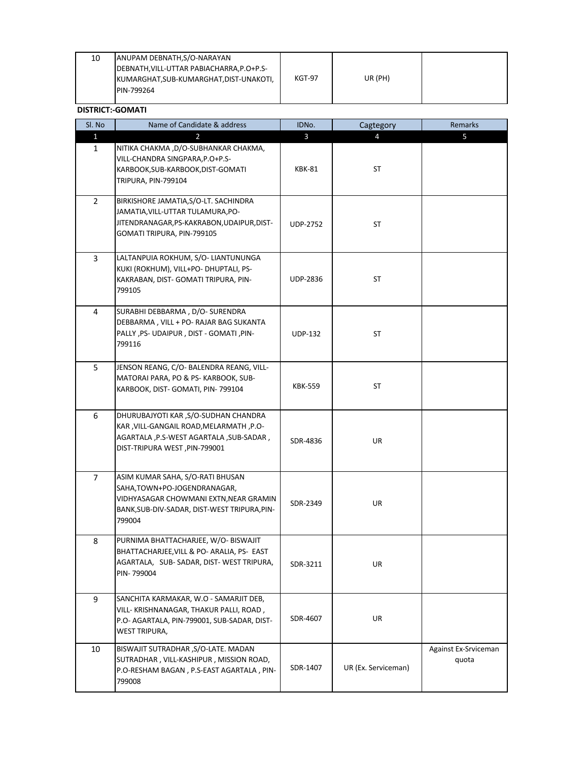| 10 | ANUPAM DEBNATH,S/O-NARAYAN DEBNATH,VILL-UTTAR PABIACHARRA,P.O+P.S-KUMARGHAT,SUB-KUMARGHAT,DIST-UNAKOTI, PIN-799264 | KGT-97 | UR (PH) | |
|---|---|---|---|---|

**DISTRICT:-GOMATI**

| Sl. No | Name of Candidate & address | IDNo. | Cagtegory | Remarks |
|---|---|---|---|---|
| 1 | 2 | 3 | 4 | 5 |
| 1 | NITIKA CHAKMA ,D/O-SUBHANKAR CHAKMA, VILL-CHANDRA SINGPARA,P.O+P.S-KARBOOK,SUB-KARBOOK,DIST-GOMATI TRIPURA, PIN-799104 | KBK-81 | ST | |
| 2 | BIRKISHORE JAMATIA,S/O-LT. SACHINDRA JAMATIA,VILL-UTTAR TULAMURA,PO-JITENDRANAGAR,PS-KAKRABON,UDAIPUR,DIST-GOMATI TRIPURA, PIN-799105 | UDP-2752 | ST | |
| 3 | LALTANPUIA ROKHUM, S/O- LIANTUNUNGA KUKI (ROKHUM), VILL+PO- DHUPTALI, PS-KAKRABAN, DIST- GOMATI TRIPURA, PIN-799105 | UDP-2836 | ST | |
| 4 | SURABHI DEBBARMA , D/O- SURENDRA DEBBARMA , VILL + PO- RAJAR BAG SUKANTA PALLY ,PS- UDAIPUR , DIST - GOMATI ,PIN-799116 | UDP-132 | ST | |
| 5 | JENSON REANG, C/O- BALENDRA REANG, VILL-MATORAI PARA, PO & PS- KARBOOK, SUB-KARBOOK, DIST- GOMATI, PIN- 799104 | KBK-559 | ST | |
| 6 | DHURUBAJYOTI KAR ,S/O-SUDHAN CHANDRA KAR ,VILL-GANGAIL ROAD,MELARMATH ,P.O-AGARTALA ,P.S-WEST AGARTALA ,SUB-SADAR , DIST-TRIPURA WEST ,PIN-799001 | SDR-4836 | UR | |
| 7 | ASIM KUMAR SAHA, S/O-RATI BHUSAN SAHA,TOWN+PO-JOGENDRANAGAR, VIDHYASAGAR CHOWMANI EXTN,NEAR GRAMIN BANK,SUB-DIV-SADAR, DIST-WEST TRIPURA,PIN-799004 | SDR-2349 | UR | |
| 8 | PURNIMA BHATTACHARJEE, W/O- BISWAJIT BHATTACHARJEE,VILL & PO- ARALIA, PS- EAST AGARTALA, SUB- SADAR, DIST- WEST TRIPURA, PIN- 799004 | SDR-3211 | UR | |
| 9 | SANCHITA KARMAKAR, W.O - SAMARJIT DEB, VILL- KRISHNANAGAR, THAKUR PALLI, ROAD , P.O- AGARTALA, PIN-799001, SUB-SADAR, DIST-WEST TRIPURA, | SDR-4607 | UR | |
| 10 | BISWAJIT SUTRADHAR ,S/O-LATE. MADAN SUTRADHAR , VILL-KASHIPUR , MISSION ROAD, P.O-RESHAM BAGAN , P.S-EAST AGARTALA , PIN-799008 | SDR-1407 | UR (Ex. Serviceman) | Against Ex-Srviceman quota |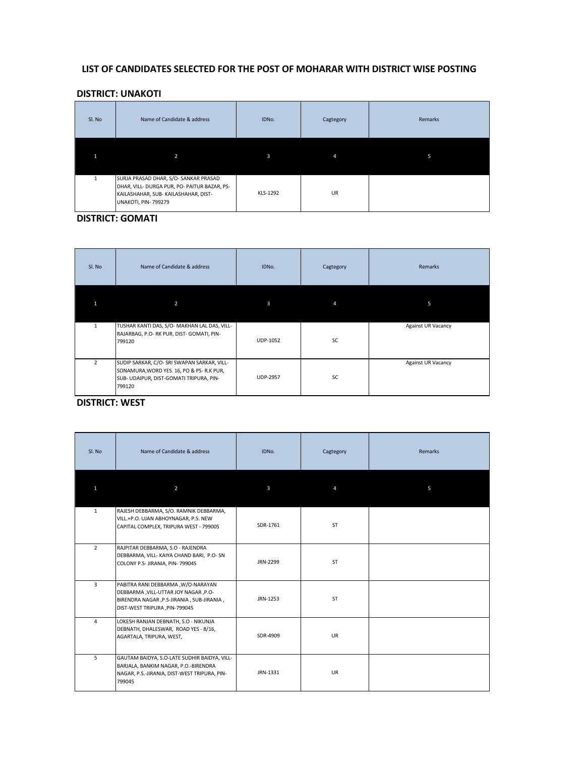## LIST OF CANDIDATES SELECTED FOR THE POST OF MOHARAR WITH DISTRICT WISE POSTING

### DISTRICT: UNAKOTI

| Sl. No | Name of Candidate & address | IDNo. | Cagtegory | Remarks |
|---|---|---|---|---|
| 1 | 2 | 3 | 4 | 5 |
| 1 | SURJA PRASAD DHAR, S/O- SANKAR PRASAD DHAR, VILL- DURGA PUR, PO- PAITUR BAZAR, PS- KAILASHAHAR, SUB- KAILASHAHAR, DIST- UNAKOTI, PIN- 799279 | KLS-1292 | UR | |

### DISTRICT: GOMATI

| Sl. No | Name of Candidate & address | IDNo. | Cagtegory | Remarks |
|---|---|---|---|---|
| 1 | 2 | 3 | 4 | 5 |
| 1 | TUSHAR KANTI DAS, S/O- MAKHAN LAL DAS, VILL- RAJARBAG, P.O- RK PUR, DIST- GOMATI, PIN- 799120 | UDP-1052 | SC | Against UR Vacancy |
| 2 | SUDIP SARKAR, C/O- SRI SWAPAN SARKAR, VILL- SONAMURA,WORD YES. 16, PO & PS- R.K PUR, SUB- UDAIPUR, DIST-GOMATI TRIPURA, PIN- 799120 | UDP-2957 | SC | Against UR Vacancy |

### DISTRICT: WEST

| Sl. No | Name of Candidate & address | IDNo. | Cagtegory | Remarks |
|---|---|---|---|---|
| 1 | 2 | 3 | 4 | 5 |
| 1 | RAJESH DEBBARMA, S/O. RAMNIK DEBBARMA, VILL.+P.O. UJAN ABHOYNAGAR, P.S. NEW CAPITAL COMPLEX, TRIPURA WEST - 799005 | SDR-1761 | ST | |
| 2 | RAJPITAR DEBBARMA, S.O - RAJENDRA DEBBARMA, VILL- KAIYA CHAND BARI, P.O- SN COLONY P.S- JIRANIA, PIN- 799045 | JRN-2299 | ST | |
| 3 | PABITRA RANI DEBBARMA ,W/O-NARAYAN DEBBARMA ,VILL-UTTAR JOY NAGAR ,P.O-BIRENDRA NAGAR ,P.S-JIRANIA , SUB-JIRANIA , DIST-WEST TRIPURA ,PIN-799045 | JRN-1253 | ST | |
| 4 | LOKESH RANJAN DEBNATH, S.O - NIKUNJA DEBNATH, DHALESWAR, ROAD YES - 8/16, AGARTALA, TRIPURA, WEST, | SDR-4909 | UR | |
| 5 | GAUTAM BAIDYA, S.O-LATE SUDHIR BAIDYA, VILL-BARJALA, BANKIM NAGAR, P.O.-BIRENDRA NAGAR, P.S.-JIRANIA, DIST-WEST TRIPURA, PIN-799045 | JRN-1331 | UR | |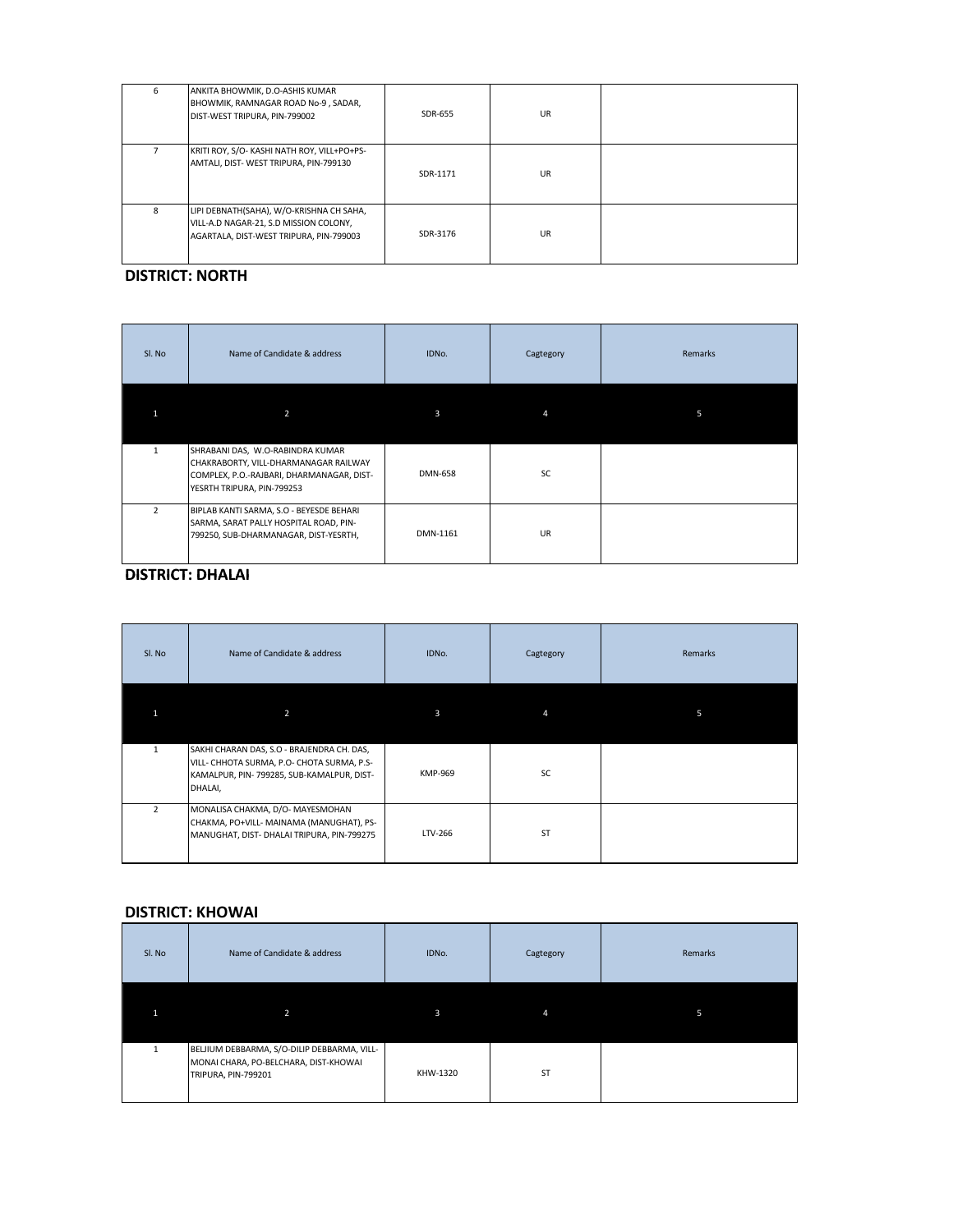| 6 | ANKITA BHOWMIK, D.O-ASHIS KUMAR BHOWMIK, RAMNAGAR ROAD No-9 , SADAR, DIST-WEST TRIPURA, PIN-799002 | SDR-655 | UR | |
|---|---|---|---|---|
| 7 | KRITI ROY, S/O- KASHI NATH ROY, VILL+PO+PS-AMTALI, DIST- WEST TRIPURA, PIN-799130 | SDR-1171 | UR | |
| 8 | LIPI DEBNATH(SAHA), W/O-KRISHNA CH SAHA, VILL-A.D NAGAR-21, S.D MISSION COLONY, AGARTALA, DIST-WEST TRIPURA, PIN-799003 | SDR-3176 | UR | |

**DISTRICT: NORTH**

| Sl. No | Name of Candidate & address | IDNo. | Cagtegory | Remarks |
|---|---|---|---|---|
| 1 | 2 | 3 | 4 | 5 |
| 1 | SHRABANI DAS, W.O-RABINDRA KUMAR CHAKRABORTY, VILL-DHARMANAGAR RAILWAY COMPLEX, P.O.-RAJBARI, DHARMANAGAR, DIST-YESRTH TRIPURA, PIN-799253 | DMN-658 | SC | |
| 2 | BIPLAB KANTI SARMA, S.O - BEYESDE BEHARI SARMA, SARAT PALLY HOSPITAL ROAD, PIN-799250, SUB-DHARMANAGAR, DIST-YESRTH, | DMN-1161 | UR | |

**DISTRICT: DHALAI**

| Sl. No | Name of Candidate & address | IDNo. | Cagtegory | Remarks |
|---|---|---|---|---|
| 1 | 2 | 3 | 4 | 5 |
| 1 | SAKHI CHARAN DAS, S.O - BRAJENDRA CH. DAS, VILL- CHHOTA SURMA, P.O- CHOTA SURMA, P.S-KAMALPUR, PIN- 799285, SUB-KAMALPUR, DIST-DHALAI, | KMP-969 | SC | |
| 2 | MONALISA CHAKMA, D/O- MAYESMOHAN CHAKMA, PO+VILL- MAINAMA (MANUGHAT), PS-MANUGHAT, DIST- DHALAI TRIPURA, PIN-799275 | LTV-266 | ST | |

**DISTRICT: KHOWAI**

| Sl. No | Name of Candidate & address | IDNo. | Cagtegory | Remarks |
|---|---|---|---|---|
| 1 | 2 | 3 | 4 | 5 |
| 1 | BELJIUM DEBBARMA, S/O-DILIP DEBBARMA, VILL-MONAI CHARA, PO-BELCHARA, DIST-KHOWAI TRIPURA, PIN-799201 | KHW-1320 | ST | |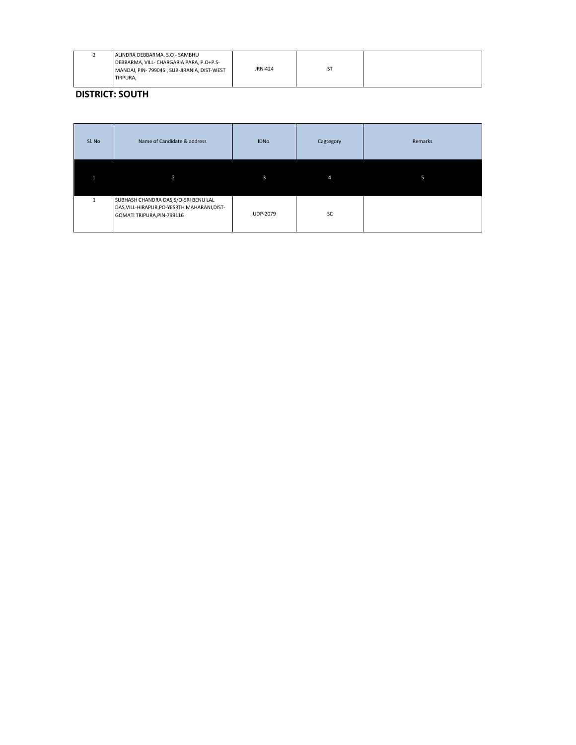| 2 | ALINDRA DEBBARMA, S.O - SAMBHU DEBBARMA, VILL- CHARGARIA PARA, P.O+P.S- MANDAI, PIN- 799045 , SUB-JIRANIA, DIST-WEST TIRPURA, | JRN-424 | ST | |
|---|---|---|---|---|

**DISTRICT: SOUTH**

| Sl. No | Name of Candidate & address | IDNo. | Cagtegory | Remarks |
|---|---|---|---|---|
| 1 | 2 | 3 | 4 | 5 |
| 1 | SUBHASH CHANDRA DAS,S/O-SRI BENU LAL DAS,VILL-HIRAPUR,PO-YESRTH MAHARANI,DIST-GOMATI TRIPURA,PIN-799116 | UDP-2079 | SC | |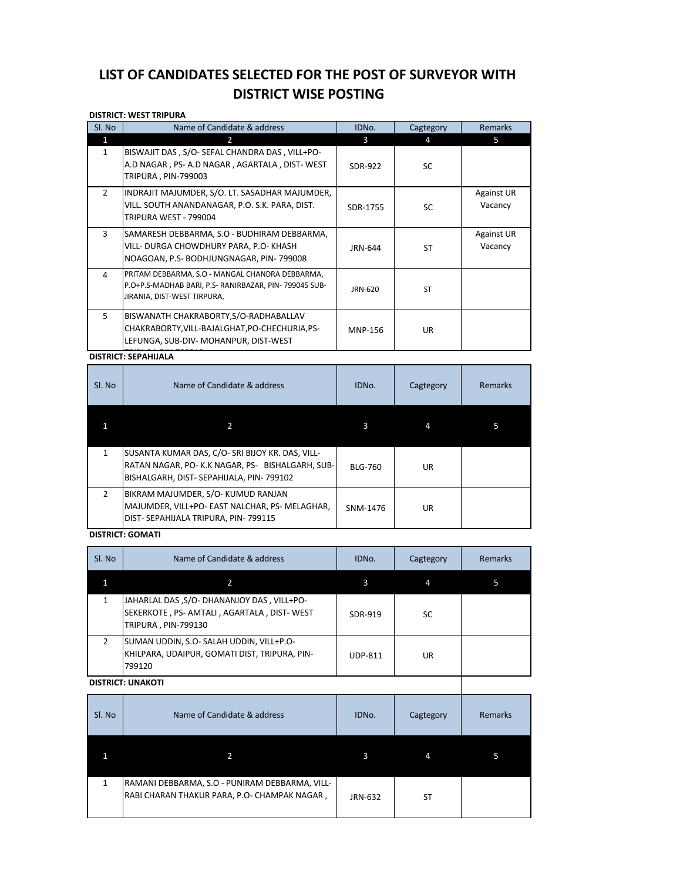# LIST OF CANDIDATES SELECTED FOR THE POST OF SURVEYOR WITH DISTRICT WISE POSTING

**DISTRICT: WEST TRIPURA**

| Sl. No | Name of Candidate & address | IDNo. | Cagtegory | Remarks |
|---|---|---|---|---|
| 1 | 2 | 3 | 4 | 5 |
| 1 | BISWAJIT DAS , S/O- SEFAL CHANDRA DAS , VILL+PO- A.D NAGAR , PS- A.D NAGAR , AGARTALA , DIST- WEST TRIPURA , PIN-799003 | SDR-922 | SC | |
| 2 | INDRAJIT MAJUMDER, S/O. LT. SASADHAR MAJUMDER, VILL. SOUTH ANANDANAGAR, P.O. S.K. PARA, DIST. TRIPURA WEST - 799004 | SDR-1755 | SC | Against UR Vacancy |
| 3 | SAMARESH DEBBARMA, S.O - BUDHIRAM DEBBARMA, VILL- DURGA CHOWDHURY PARA, P.O- KHASH NOAGOAN, P.S- BODHJUNGNAGAR, PIN- 799008 | JRN-644 | ST | Against UR Vacancy |
| 4 | PRITAM DEBBARMA, S.O - MANGAL CHANDRA DEBBARMA, P.O+P.S-MADHAB BARI, P.S- RANIRBAZAR, PIN- 799045 SUB-JIRANIA, DIST-WEST TIRPURA, | JRN-620 | ST | |
| 5 | BISWANATH CHAKRABORTY,S/O-RADHABALLAV CHAKRABORTY,VILL-BAJALGHAT,PO-CHECHURIA,PS-LEFUNGA, SUB-DIV- MOHANPUR, DIST-WEST | MNP-156 | UR | |

**DISTRICT: SEPAHIJALA**

| Sl. No | Name of Candidate & address | IDNo. | Cagtegory | Remarks |
|---|---|---|---|---|
| 1 | 2 | 3 | 4 | 5 |
| 1 | SUSANTA KUMAR DAS, C/O- SRI BIJOY KR. DAS, VILL-RATAN NAGAR, PO- K.K NAGAR, PS- BISHALGARH, SUB-BISHALGARH, DIST- SEPAHIJALA, PIN- 799102 | BLG-760 | UR | |
| 2 | BIKRAM MAJUMDER, S/O- KUMUD RANJAN MAJUMDER, VILL+PO- EAST NALCHAR, PS- MELAGHAR, DIST- SEPAHIJALA TRIPURA, PIN- 799115 | SNM-1476 | UR | |

**DISTRICT: GOMATI**

| Sl. No | Name of Candidate & address | IDNo. | Cagtegory | Remarks |
|---|---|---|---|---|
| 1 | 2 | 3 | 4 | 5 |
| 1 | JAHARLAL DAS ,S/O- DHANANJOY DAS , VILL+PO-SEKERKOTE , PS- AMTALI , AGARTALA , DIST- WEST TRIPURA , PIN-799130 | SDR-919 | SC | |
| 2 | SUMAN UDDIN, S.O- SALAH UDDIN, VILL+P.O-KHILPARA, UDAIPUR, GOMATI DIST, TRIPURA, PIN-799120 | UDP-811 | UR | |

**DISTRICT: UNAKOTI**

| Sl. No | Name of Candidate & address | IDNo. | Cagtegory | Remarks |
|---|---|---|---|---|
| 1 | 2 | 3 | 4 | 5 |
| 1 | RAMANI DEBBARMA, S.O - PUNIRAM DEBBARMA, VILL-RABI CHARAN THAKUR PARA, P.O- CHAMPAK NAGAR , | JRN-632 | ST | |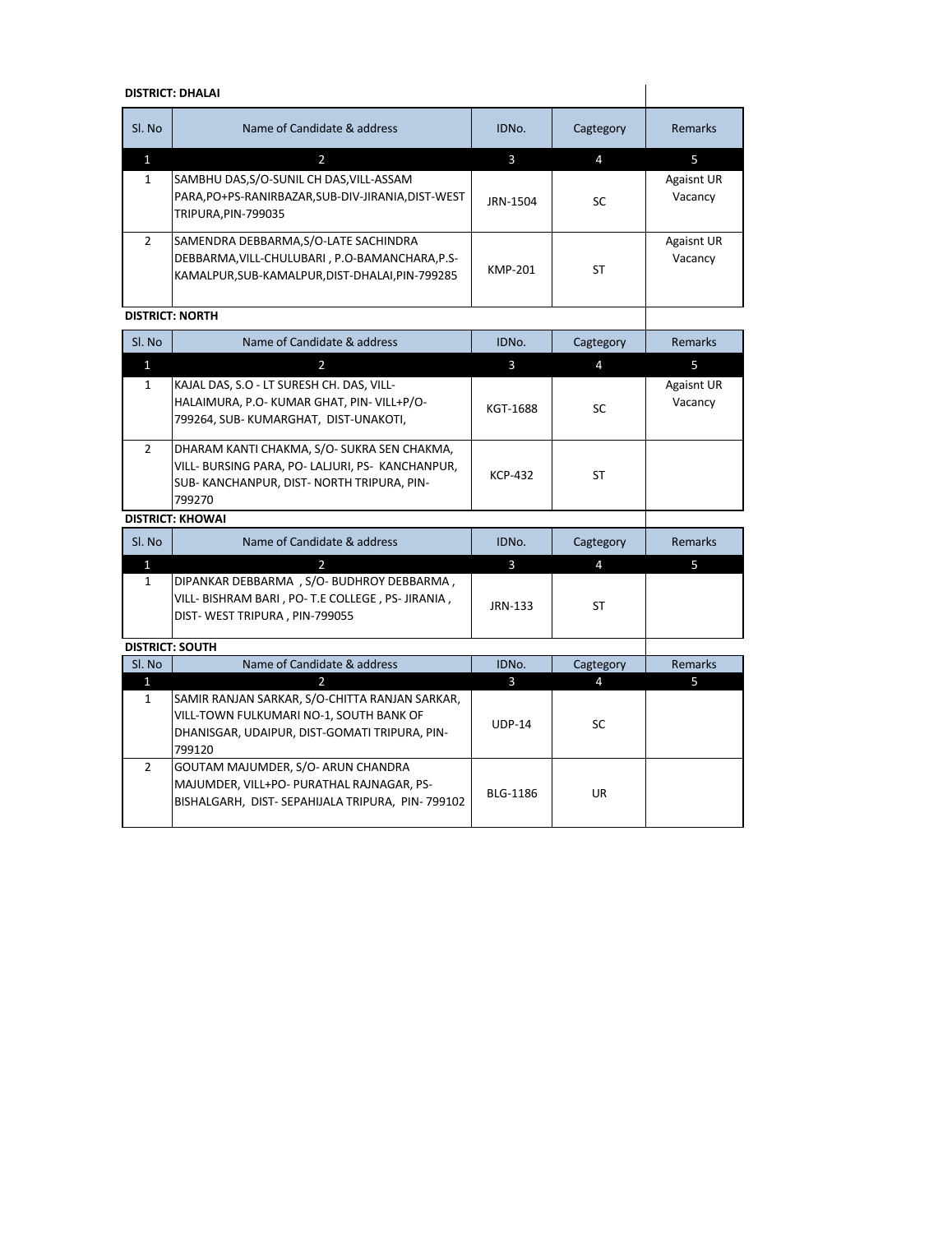**DISTRICT: DHALAI**

| Sl. No | Name of Candidate & address | IDNo. | Cagtegory | Remarks |
|---|---|---|---|---|
| 1 | 2 | 3 | 4 | 5 |
| 1 | SAMBHU DAS,S/O-SUNIL CH DAS,VILL-ASSAM PARA,PO+PS-RANIRBAZAR,SUB-DIV-JIRANIA,DIST-WEST TRIPURA,PIN-799035 | JRN-1504 | SC | Agaisnt UR Vacancy |
| 2 | SAMENDRA DEBBARMA,S/O-LATE SACHINDRA DEBBARMA,VILL-CHULUBARI , P.O-BAMANCHARA,P.S-KAMALPUR,SUB-KAMALPUR,DIST-DHALAI,PIN-799285 | KMP-201 | ST | Agaisnt UR Vacancy |

**DISTRICT: NORTH**

| Sl. No | Name of Candidate & address | IDNo. | Cagtegory | Remarks |
|---|---|---|---|---|
| 1 | 2 | 3 | 4 | 5 |
| 1 | KAJAL DAS, S.O - LT SURESH CH. DAS, VILL-HALAIMURA, P.O- KUMAR GHAT, PIN- VILL+P/O-799264, SUB- KUMARGHAT, DIST-UNAKOTI, | KGT-1688 | SC | Agaisnt UR Vacancy |
| 2 | DHARAM KANTI CHAKMA, S/O- SUKRA SEN CHAKMA, VILL- BURSING PARA, PO- LALJURI, PS- KANCHANPUR, SUB- KANCHANPUR, DIST- NORTH TRIPURA, PIN-799270 | KCP-432 | ST | |

**DISTRICT: KHOWAI**

| Sl. No | Name of Candidate & address | IDNo. | Cagtegory | Remarks |
|---|---|---|---|---|
| 1 | 2 | 3 | 4 | 5 |
| 1 | DIPANKAR DEBBARMA , S/O- BUDHROY DEBBARMA , VILL- BISHRAM BARI , PO- T.E COLLEGE , PS- JIRANIA , DIST- WEST TRIPURA , PIN-799055 | JRN-133 | ST | |

**DISTRICT: SOUTH**

| Sl. No | Name of Candidate & address | IDNo. | Cagtegory | Remarks |
|---|---|---|---|---|
| 1 | 2 | 3 | 4 | 5 |
| 1 | SAMIR RANJAN SARKAR, S/O-CHITTA RANJAN SARKAR, VILL-TOWN FULKUMARI NO-1, SOUTH BANK OF DHANISGAR, UDAIPUR, DIST-GOMATI TRIPURA, PIN-799120 | UDP-14 | SC | |
| 2 | GOUTAM MAJUMDER, S/O- ARUN CHANDRA MAJUMDER, VILL+PO- PURATHAL RAJNAGAR, PS-BISHALGARH, DIST- SEPAHIJALA TRIPURA, PIN- 799102 | BLG-1186 | UR | |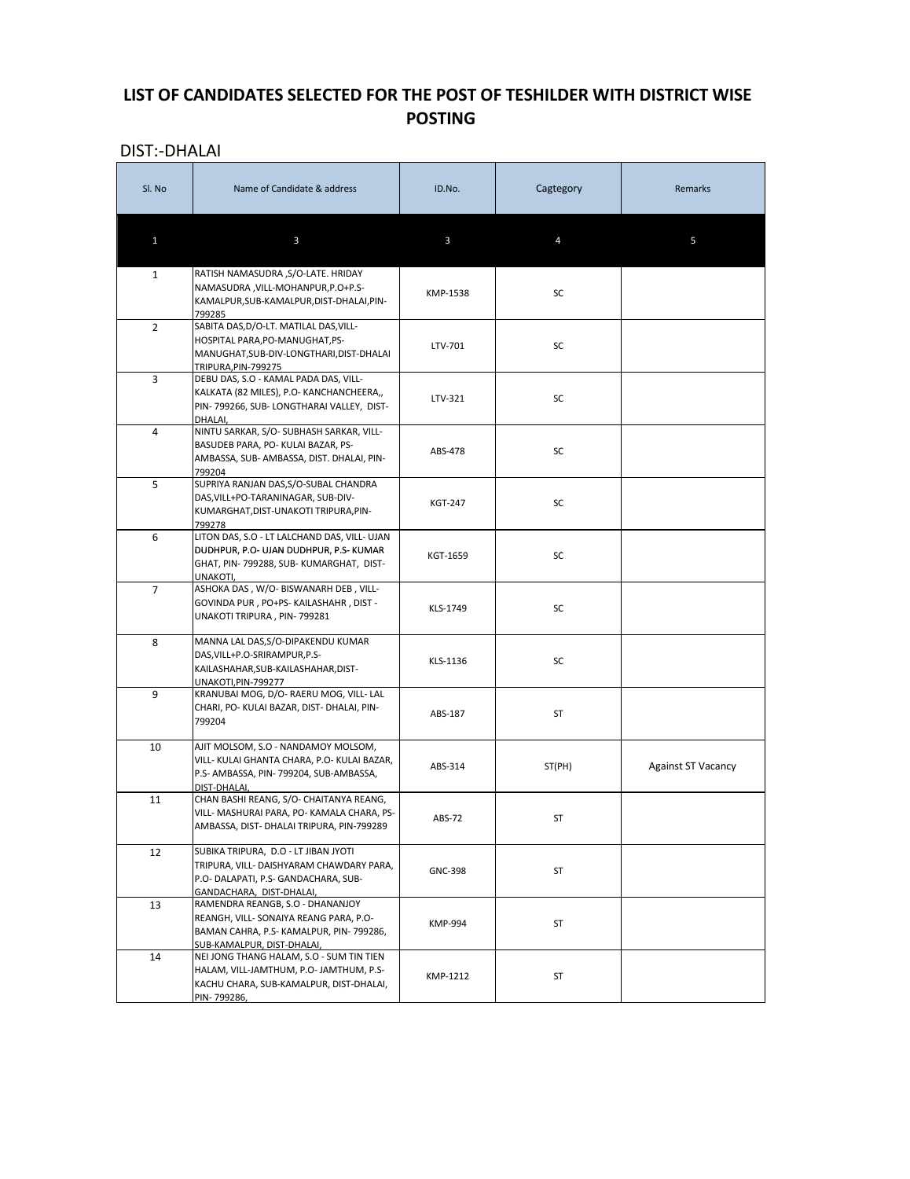# LIST OF CANDIDATES SELECTED FOR THE POST OF TESHILDER WITH DISTRICT WISE POSTING

DIST:-DHALAI

| Sl. No | Name of Candidate & address | ID.No. | Cagtegory | Remarks |
|---|---|---|---|---|
| 1 | 3 | 3 | 4 | 5 |
| 1 | RATISH NAMASUDRA ,S/O-LATE. HRIDAY NAMASUDRA ,VILL-MOHANPUR,P.O+P.S-KAMALPUR,SUB-KAMALPUR,DIST-DHALAI,PIN-799285 | KMP-1538 | SC | |
| 2 | SABITA DAS,D/O-LT. MATILAL DAS,VILL-HOSPITAL PARA,PO-MANUGHAT,PS-MANUGHAT,SUB-DIV-LONGTHARI,DIST-DHALAI TRIPURA,PIN-799275 | LTV-701 | SC | |
| 3 | DEBU DAS, S.O - KAMAL PADA DAS, VILL- KALKATA (82 MILES), P.O- KANCHANCHEERA,, PIN- 799266, SUB- LONGTHARAI VALLEY, DIST-DHALAI, | LTV-321 | SC | |
| 4 | NINTU SARKAR, S/O- SUBHASH SARKAR, VILL- BASUDEB PARA, PO- KULAI BAZAR, PS- AMBASSA, SUB- AMBASSA, DIST. DHALAI, PIN-799204 | ABS-478 | SC | |
| 5 | SUPRIYA RANJAN DAS,S/O-SUBAL CHANDRA DAS,VILL+PO-TARANINAGAR, SUB-DIV-KUMARGHAT,DIST-UNAKOTI TRIPURA,PIN-799278 | KGT-247 | SC | |
| 6 | LITON DAS, S.O - LT LALCHAND DAS, VILL- UJAN DUDHPUR, P.O- UJAN DUDHPUR, P.S- KUMAR GHAT, PIN- 799288, SUB- KUMARGHAT, DIST-UNAKOTI, | KGT-1659 | SC | |
| 7 | ASHOKA DAS , W/O- BISWANARH DEB , VILL- GOVINDA PUR , PO+PS- KAILASHAHR , DIST - UNAKOTI TRIPURA , PIN- 799281 | KLS-1749 | SC | |
| 8 | MANNA LAL DAS,S/O-DIPAKENDU KUMAR DAS,VILL+P.O-SRIRAMPUR,P.S-KAILASHAHAR,SUB-KAILASHAHAR,DIST-UNAKOTI,PIN-799277 | KLS-1136 | SC | |
| 9 | KRANUBAI MOG, D/O- RAERU MOG, VILL- LAL CHARI, PO- KULAI BAZAR, DIST- DHALAI, PIN-799204 | ABS-187 | ST | |
| 10 | AJIT MOLSOM, S.O - NANDAMOY MOLSOM, VILL- KULAI GHANTA CHARA, P.O- KULAI BAZAR, P.S- AMBASSA, PIN- 799204, SUB-AMBASSA, DIST-DHALAI, | ABS-314 | ST(PH) | Against ST Vacancy |
| 11 | CHAN BASHI REANG, S/O- CHAITANYA REANG, VILL- MASHURAI PARA, PO- KAMALA CHARA, PS- AMBASSA, DIST- DHALAI TRIPURA, PIN-799289 | ABS-72 | ST | |
| 12 | SUBIKA TRIPURA, D.O - LT JIBAN JYOTI TRIPURA, VILL- DAISHYARAM CHAWDARY PARA, P.O- DALAPATI, P.S- GANDACHARA, SUB-GANDACHARA, DIST-DHALAI, | GNC-398 | ST | |
| 13 | RAMENDRA REANGB, S.O - DHANANJOY REANGH, VILL- SONAIYA REANG PARA, P.O- BAMAN CAHRA, P.S- KAMALPUR, PIN- 799286, SUB-KAMALPUR, DIST-DHALAI, | KMP-994 | ST | |
| 14 | NEI JONG THANG HALAM, S.O - SUM TIN TIEN HALAM, VILL-JAMTHUM, P.O- JAMTHUM, P.S- KACHU CHARA, SUB-KAMALPUR, DIST-DHALAI, PIN- 799286, | KMP-1212 | ST | |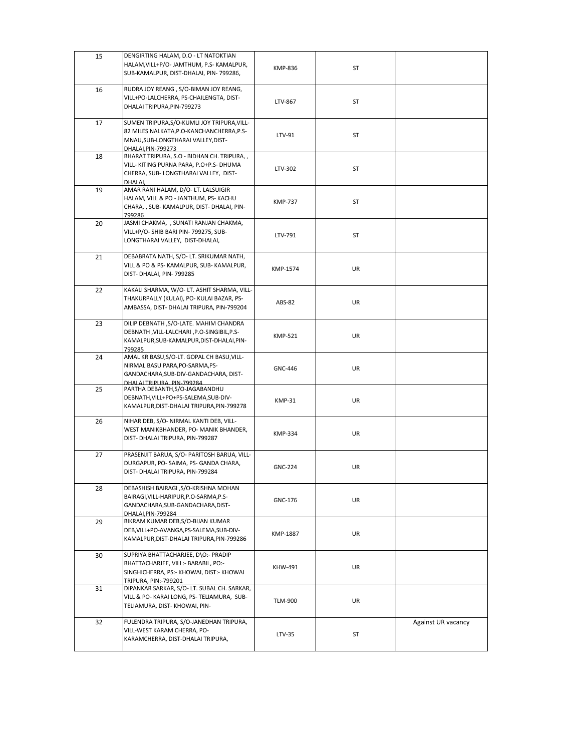| | | | | |
|---|---|---|---|---|
| 15 | DENGIRTING HALAM, D.O - LT NATOKTIAN HALAM,VILL+P/O- JAMTHUM, P.S- KAMALPUR, SUB-KAMALPUR, DIST-DHALAI, PIN- 799286, | KMP-836 | ST | |
| 16 | RUDRA JOY REANG , S/O-BIMAN JOY REANG, VILL+PO-LALCHERRA, PS-CHAILENGTA, DIST-DHALAI TRIPURA,PIN-799273 | LTV-867 | ST | |
| 17 | SUMEN TRIPURA,S/O-KUMLI JOY TRIPURA,VILL-82 MILES NALKATA,P.O-KANCHANCHERRA,P.S-MNAU,SUB-LONGTHARAI VALLEY,DIST-DHALAI,PIN-799273 | LTV-91 | ST | |
| 18 | BHARAT TRIPURA, S.O - BIDHAN CH. TRIPURA, , VILL- KITING PURNA PARA, P.O+P.S- DHUMA CHERRA, SUB- LONGTHARAI VALLEY, DIST-DHALAI, | LTV-302 | ST | |
| 19 | AMAR RANI HALAM, D/O- LT. LALSUIGIR HALAM, VILL & PO - JANTHUM, PS- KACHU CHARA, , SUB- KAMALPUR, DIST- DHALAI, PIN-799286 | KMP-737 | ST | |
| 20 | JASMI CHAKMA, , SUNATI RANJAN CHAKMA, VILL+P/O- SHIB BARI PIN- 799275, SUB-LONGTHARAI VALLEY, DIST-DHALAI, | LTV-791 | ST | |
| 21 | DEBABRATA NATH, S/O- LT. SRIKUMAR NATH, VILL & PO & PS- KAMALPUR, SUB- KAMALPUR, DIST- DHALAI, PIN- 799285 | KMP-1574 | UR | |
| 22 | KAKALI SHARMA, W/O- LT. ASHIT SHARMA, VILL-THAKURPALLY (KULAI), PO- KULAI BAZAR, PS-AMBASSA, DIST- DHALAI TRIPURA, PIN-799204 | ABS-82 | UR | |
| 23 | DILIP DEBNATH ,S/O-LATE. MAHIM CHANDRA DEBNATH ,VILL-LALCHARI ,P.O-SINGIBIL,P.S-KAMALPUR,SUB-KAMALPUR,DIST-DHALAI,PIN-799285 | KMP-521 | UR | |
| 24 | AMAL KR BASU,S/O-LT. GOPAL CH BASU,VILL-NIRMAL BASU PARA,PO-SARMA,PS-GANDACHARA,SUB-DIV-GANDACHARA, DIST-DHALAI TRIPURA, PIN-799284 | GNC-446 | UR | |
| 25 | PARTHA DEBANTH,S/O-JAGABANDHU DEBNATH,VILL+PO+PS-SALEMA,SUB-DIV-KAMALPUR,DIST-DHALAI TRIPURA,PIN-799278 | KMP-31 | UR | |
| 26 | NIHAR DEB, S/O- NIRMAL KANTI DEB, VILL-WEST MANIKBHANDER, PO- MANIK BHANDER, DIST- DHALAI TRIPURA, PIN-799287 | KMP-334 | UR | |
| 27 | PRASENJIT BARUA, S/O- PARITOSH BARUA, VILL-DURGAPUR, PO- SAIMA, PS- GANDA CHARA, DIST- DHALAI TRIPURA, PIN-799284 | GNC-224 | UR | |
| 28 | DEBASHISH BAIRAGI ,S/O-KRISHNA MOHAN BAIRAGI,VILL-HARIPUR,P.O-SARMA,P.S-GANDACHARA,SUB-GANDACHARA,DIST-DHALAI,PIN-799284 | GNC-176 | UR | |
| 29 | BIKRAM KUMAR DEB,S/O-BIJAN KUMAR DEB,VILL+PO-AVANGA,PS-SALEMA,SUB-DIV-KAMALPUR,DIST-DHALAI TRIPURA,PIN-799286 | KMP-1887 | UR | |
| 30 | SUPRIYA BHATTACHARJEE, D\O:- PRADIP BHATTACHARJEE, VILL:- BARABIL, PO:-SINGHICHERRA, PS:- KHOWAI, DIST:- KHOWAI TRIPURA, PIN:-799201 | KHW-491 | UR | |
| 31 | DIPANKAR SARKAR, S/O- LT. SUBAL CH. SARKAR, VILL & PO- KARAI LONG, PS- TELIAMURA, SUB-TELIAMURA, DIST- KHOWAI, PIN- | TLM-900 | UR | |
| 32 | FULENDRA TRIPURA, S/O-JANEDHAN TRIPURA, VILL-WEST KARAM CHERRA, PO-KARAMCHERRA, DIST-DHALAI TRIPURA, | LTV-35 | ST | Against UR vacancy |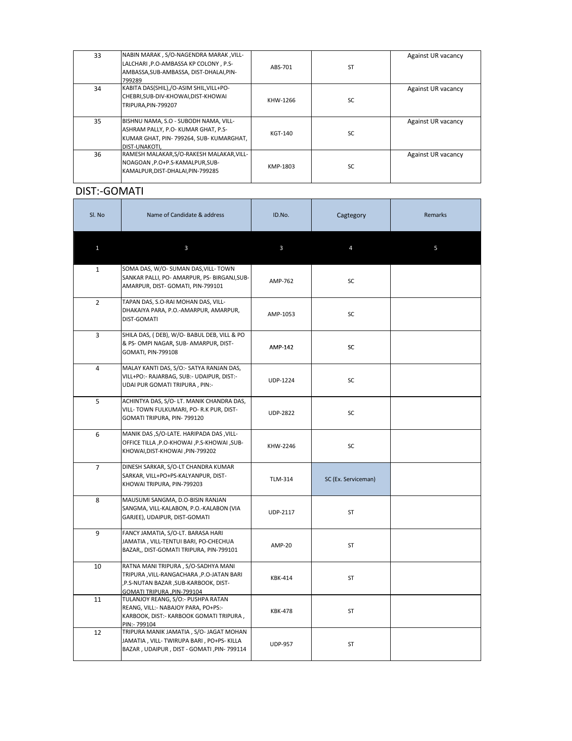| | | | | |
|---|---|---|---|---|
| 33 | NABIN MARAK , S/O-NAGENDRA MARAK ,VILL-LALCHARI ,P.O-AMBASSA KP COLONY , P.S-AMBASSA,SUB-AMBASSA, DIST-DHALAI,PIN-799289 | ABS-701 | ST | Against UR vacancy |
| 34 | KABITA DAS(SHIL),/O-ASIM SHIL,VILL+PO-CHEBRI,SUB-DIV-KHOWAI,DIST-KHOWAI TRIPURA,PIN-799207 | KHW-1266 | SC | Against UR vacancy |
| 35 | BISHNU NAMA, S.O - SUBODH NAMA, VILL-ASHRAM PALLY, P.O- KUMAR GHAT, P.S-KUMAR GHAT, PIN- 799264, SUB- KUMARGHAT, DIST-UNAKOTI, | KGT-140 | SC | Against UR vacancy |
| 36 | RAMESH MALAKAR,S/O-RAKESH MALAKAR,VILL-NOAGOAN ,P.O+P.S-KAMALPUR,SUB-KAMALPUR,DIST-DHALAI,PIN-799285 | KMP-1803 | SC | Against UR vacancy |

## DIST:-GOMATI

| Sl. No | Name of Candidate & address | ID.No. | Cagtegory | Remarks |
|---|---|---|---|---|
| 1 | 3 | 3 | 4 | 5 |
| 1 | SOMA DAS, W/O- SUMAN DAS,VILL- TOWN SANKAR PALLI, PO- AMARPUR, PS- BIRGANJ,SUB-AMARPUR, DIST- GOMATI, PIN-799101 | AMP-762 | SC | |
| 2 | TAPAN DAS, S.O-RAI MOHAN DAS, VILL-DHAKAIYA PARA, P.O.-AMARPUR, AMARPUR, DIST-GOMATI | AMP-1053 | SC | |
| 3 | SHILA DAS, ( DEB), W/O- BABUL DEB, VILL & PO & PS- OMPI NAGAR, SUB- AMARPUR, DIST-GOMATI, PIN-799108 | AMP-142 | SC | |
| 4 | MALAY KANTI DAS, S/O:- SATYA RANJAN DAS, VILL+PO:- RAJARBAG, SUB:- UDAIPUR, DIST:-UDAI PUR GOMATI TRIPURA , PIN:- | UDP-1224 | SC | |
| 5 | ACHINTYA DAS, S/O- LT. MANIK CHANDRA DAS, VILL- TOWN FULKUMARI, PO- R.K PUR, DIST-GOMATI TRIPURA, PIN- 799120 | UDP-2822 | SC | |
| 6 | MANIK DAS ,S/O-LATE. HARIPADA DAS ,VILL-OFFICE TILLA ,P.O-KHOWAI ,P.S-KHOWAI ,SUB-KHOWAI,DIST-KHOWAI ,PIN-799202 | KHW-2246 | SC | |
| 7 | DINESH SARKAR, S/O-LT CHANDRA KUMAR SARKAR, VILL+PO+PS-KALYANPUR, DIST-KHOWAI TRIPURA, PIN-799203 | TLM-314 | SC (Ex. Serviceman) | |
| 8 | MAUSUMI SANGMA, D.O-BISIN RANJAN SANGMA, VILL-KALABON, P.O.-KALABON (VIA GARJEE), UDAIPUR, DIST-GOMATI | UDP-2117 | ST | |
| 9 | FANCY JAMATIA, S/O-LT. BARASA HARI JAMATIA , VILL-TENTUI BARI, PO-CHECHUA BAZAR,, DIST-GOMATI TRIPURA, PIN-799101 | AMP-20 | ST | |
| 10 | RATNA MANI TRIPURA , S/O-SADHYA MANI TRIPURA ,VILL-RANGACHARA ,P.O-JATAN BARI ,P.S-NUTAN BAZAR ,SUB-KARBOOK, DIST-GOMATI TRIPURA ,PIN-799104 | KBK-414 | ST | |
| 11 | TULANJOY REANG, S/O:- PUSHPA RATAN REANG, VILL:- NABAJOY PARA, PO+PS:-KARBOOK, DIST:- KARBOOK GOMATI TRIPURA , PIN:- 799104 | KBK-478 | ST | |
| 12 | TRIPURA MANIK JAMATIA , S/O- JAGAT MOHAN JAMATIA , VILL- TWIRUPA BARI , PO+PS- KILLA BAZAR , UDAIPUR , DIST - GOMATI ,PIN- 799114 | UDP-957 | ST | |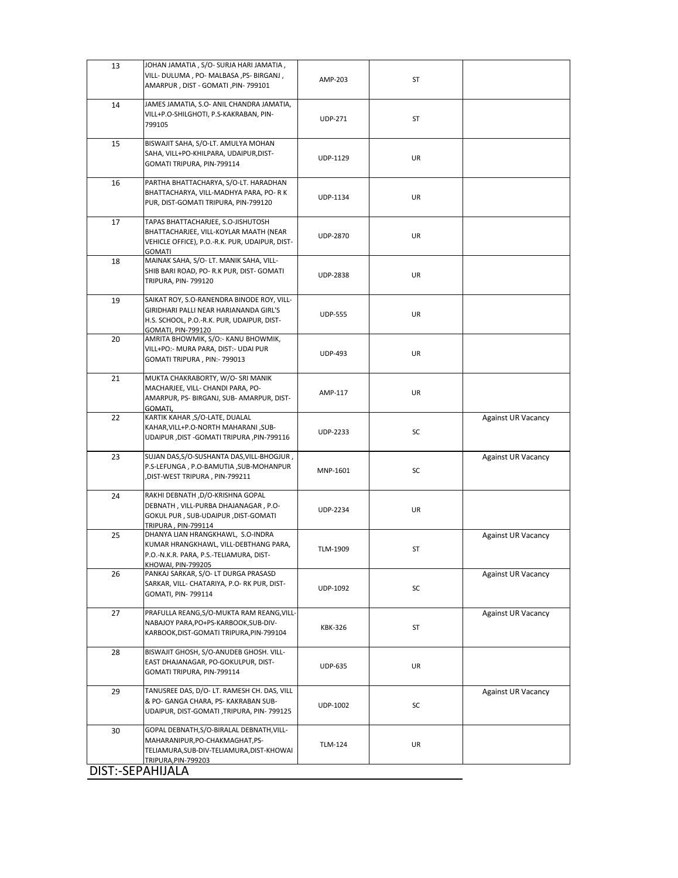| 13 | JOHAN JAMATIA , S/O- SURJA HARI JAMATIA , VILL- DULUMA , PO- MALBASA ,PS- BIRGANJ , AMARPUR , DIST - GOMATI ,PIN- 799101 | AMP-203 | ST | |
|---|---|---|---|---|
| 14 | JAMES JAMATIA, S.O- ANIL CHANDRA JAMATIA, VILL+P.O-SHILGHOTI, P.S-KAKRABAN, PIN-799105 | UDP-271 | ST | |
| 15 | BISWAJIT SAHA, S/O-LT. AMULYA MOHAN SAHA, VILL+PO-KHILPARA, UDAIPUR,DIST-GOMATI TRIPURA, PIN-799114 | UDP-1129 | UR | |
| 16 | PARTHA BHATTACHARYA, S/O-LT. HARADHAN BHATTACHARYA, VILL-MADHYA PARA, PO- R K PUR, DIST-GOMATI TRIPURA, PIN-799120 | UDP-1134 | UR | |
| 17 | TAPAS BHATTACHARJEE, S.O-JISHUTOSH BHATTACHARJEE, VILL-KOYLAR MAATH (NEAR VEHICLE OFFICE), P.O.-R.K. PUR, UDAIPUR, DIST-GOMATI | UDP-2870 | UR | |
| 18 | MAINAK SAHA, S/O- LT. MANIK SAHA, VILL- SHIB BARI ROAD, PO- R.K PUR, DIST- GOMATI TRIPURA, PIN- 799120 | UDP-2838 | UR | |
| 19 | SAIKAT ROY, S.O-RANENDRA BINODE ROY, VILL-GIRIDHARI PALLI NEAR HARIANANDA GIRL'S H.S. SCHOOL, P.O.-R.K. PUR, UDAIPUR, DIST-GOMATI, PIN-799120 | UDP-555 | UR | |
| 20 | AMRITA BHOWMIK, S/O:- KANU BHOWMIK, VILL+PO:- MURA PARA, DIST:- UDAI PUR GOMATI TRIPURA , PIN:- 799013 | UDP-493 | UR | |
| 21 | MUKTA CHAKRABORTY, W/O- SRI MANIK MACHARJEE, VILL- CHANDI PARA, PO- AMARPUR, PS- BIRGANJ, SUB- AMARPUR, DIST-GOMATI, | AMP-117 | UR | |
| 22 | KARTIK KAHAR ,S/O-LATE, DUALAL KAHAR,VILL+P.O-NORTH MAHARANI ,SUB-UDAIPUR ,DIST -GOMATI TRIPURA ,PIN-799116 | UDP-2233 | SC | Against UR Vacancy |
| 23 | SUJAN DAS,S/O-SUSHANTA DAS,VILL-BHOGJUR , P.S-LEFUNGA , P.O-BAMUTIA ,SUB-MOHANPUR ,DIST-WEST TRIPURA , PIN-799211 | MNP-1601 | SC | Against UR Vacancy |
| 24 | RAKHI DEBNATH ,D/O-KRISHNA GOPAL DEBNATH , VILL-PURBA DHAJANAGAR , P.O-GOKUL PUR , SUB-UDAIPUR ,DIST-GOMATI TRIPURA , PIN-799114 | UDP-2234 | UR | |
| 25 | DHANYA LIAN HRANGKHAWL, S.O-INDRA KUMAR HRANGKHAWL, VILL-DEBTHANG PARA, P.O.-N.K.R. PARA, P.S.-TELIAMURA, DIST-KHOWAI, PIN-799205 | TLM-1909 | ST | Against UR Vacancy |
| 26 | PANKAJ SARKAR, S/O- LT DURGA PRASASD SARKAR, VILL- CHATARIYA, P.O- RK PUR, DIST-GOMATI, PIN- 799114 | UDP-1092 | SC | Against UR Vacancy |
| 27 | PRAFULLA REANG,S/O-MUKTA RAM REANG,VILL-NABAJOY PARA,PO+PS-KARBOOK,SUB-DIV-KARBOOK,DIST-GOMATI TRIPURA,PIN-799104 | KBK-326 | ST | Against UR Vacancy |
| 28 | BISWAJIT GHOSH, S/O-ANUDEB GHOSH. VILL-EAST DHAJANAGAR, PO-GOKULPUR, DIST-GOMATI TRIPURA, PIN-799114 | UDP-635 | UR | |
| 29 | TANUSREE DAS, D/O- LT. RAMESH CH. DAS, VILL & PO- GANGA CHARA, PS- KAKRABAN SUB-UDAIPUR, DIST-GOMATI ,TRIPURA, PIN- 799125 | UDP-1002 | SC | Against UR Vacancy |
| 30 | GOPAL DEBNATH,S/O-BIRALAL DEBNATH,VILL-MAHARANIPUR,PO-CHAKMAGHAT,PS-TELIAMURA,SUB-DIV-TELIAMURA,DIST-KHOWAI TRIPURA,PIN-799203 | TLM-124 | UR | |

DIST:-SEPAHIJALA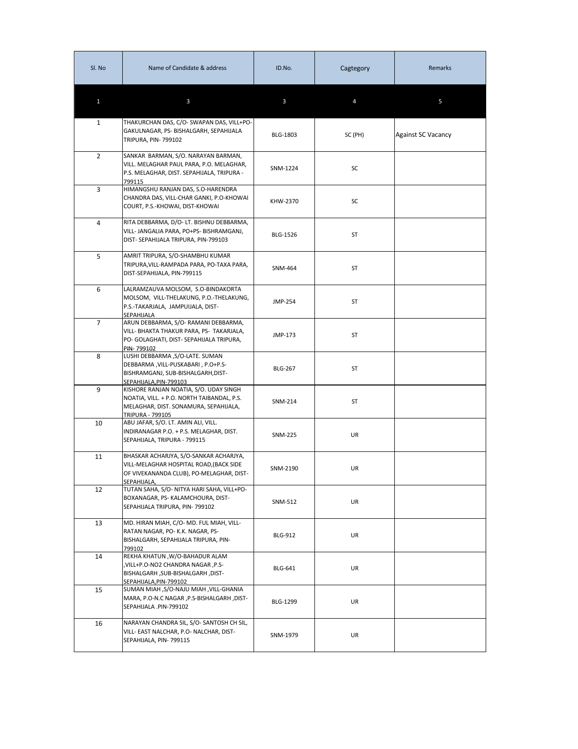| Sl. No | Name of Candidate & address | ID.No. | Cagtegory | Remarks |
|---|---|---|---|---|
| 1 | 3 | 3 | 4 | 5 |
| 1 | THAKURCHAN DAS, C/O- SWAPAN DAS, VILL+PO-GAKULNAGAR, PS- BISHALGARH, SEPAHIJALA TRIPURA, PIN- 799102 | BLG-1803 | SC (PH) | Against SC Vacancy |
| 2 | SANKAR BARMAN, S/O. NARAYAN BARMAN, VILL. MELAGHAR PAUL PARA, P.O. MELAGHAR, P.S. MELAGHAR, DIST. SEPAHIJALA, TRIPURA - 799115 | SNM-1224 | SC | |
| 3 | HIMANGSHU RANJAN DAS, S.O-HARENDRA CHANDRA DAS, VILL-CHAR GANKI, P.O-KHOWAI COURT, P.S.-KHOWAI, DIST-KHOWAI | KHW-2370 | SC | |
| 4 | RITA DEBBARMA, D/O- LT. BISHNU DEBBARMA, VILL- JANGALIA PARA, PO+PS- BISHRAMGANJ, DIST- SEPAHIJALA TRIPURA, PIN-799103 | BLG-1526 | ST | |
| 5 | AMRIT TRIPURA, S/O-SHAMBHU KUMAR TRIPURA,VILL-RAMPADA PARA, PO-TAXA PARA, DIST-SEPAHIJALA, PIN-799115 | SNM-464 | ST | |
| 6 | LALRAMZAUVA MOLSOM, S.O-BINDAKORTA MOLSOM, VILL-THELAKUNG, P.O.-THELAKUNG, P.S.-TAKARJALA, JAMPUIJALA, DIST-SEPAHIJALA | JMP-254 | ST | |
| 7 | ARUN DEBBARMA, S/O- RAMANI DEBBARMA, VILL- BHAKTA THAKUR PARA, PS- TAKARJALA, PO- GOLAGHATI, DIST- SEPAHIJALA TRIPURA, PIN- 799102 | JMP-173 | ST | |
| 8 | LUSHI DEBBARMA ,S/O-LATE. SUMAN DEBBARMA ,VILL-PUSKABARI , P.O+P.S-BISHRAMGANJ, SUB-BISHALGARH,DIST-SEPAHIJALA,PIN-799103 | BLG-267 | ST | |
| 9 | KISHORE RANJAN NOATIA, S/O. UDAY SINGH NOATIA, VILL. + P.O. NORTH TAIBANDAL, P.S. MELAGHAR, DIST. SONAMURA, SEPAHIJALA, TRIPURA - 799105 | SNM-214 | ST | |
| 10 | ABU JAFAR, S/O. LT. AMIN ALI, VILL. INDIRANAGAR P.O. + P.S. MELAGHAR, DIST. SEPAHIJALA, TRIPURA - 799115 | SNM-225 | UR | |
| 11 | BHASKAR ACHARJYA, S/O-SANKAR ACHARJYA, VILL-MELAGHAR HOSPITAL ROAD,(BACK SIDE OF VIVEKANANDA CLUB), PO-MELAGHAR, DIST-SEPAHIJALA, | SNM-2190 | UR | |
| 12 | TUTAN SAHA, S/O- NITYA HARI SAHA, VILL+PO-BOXANAGAR, PS- KALAMCHOURA, DIST-SEPAHIJALA TRIPURA, PIN- 799102 | SNM-512 | UR | |
| 13 | MD. HIRAN MIAH, C/O- MD. FUL MIAH, VILL-RATAN NAGAR, PO- K.K. NAGAR, PS-BISHALGARH, SEPAHIJALA TRIPURA, PIN-799102 | BLG-912 | UR | |
| 14 | REKHA KHATUN ,W/O-BAHADUR ALAM ,VILL+P.O-NO2 CHANDRA NAGAR ,P.S-BISHALGARH ,SUB-BISHALGARH ,DIST-SEPAHIJALA,PIN-799102 | BLG-641 | UR | |
| 15 | SUMAN MIAH ,S/O-NAJU MIAH ,VILL-GHANIA MARA, P.O-N.C NAGAR ,P.S-BISHALGARH ,DIST-SEPAHIJALA .PIN-799102 | BLG-1299 | UR | |
| 16 | NARAYAN CHANDRA SIL, S/O- SANTOSH CH SIL, VILL- EAST NALCHAR, P.O- NALCHAR, DIST-SEPAHIJALA, PIN- 799115 | SNM-1979 | UR | |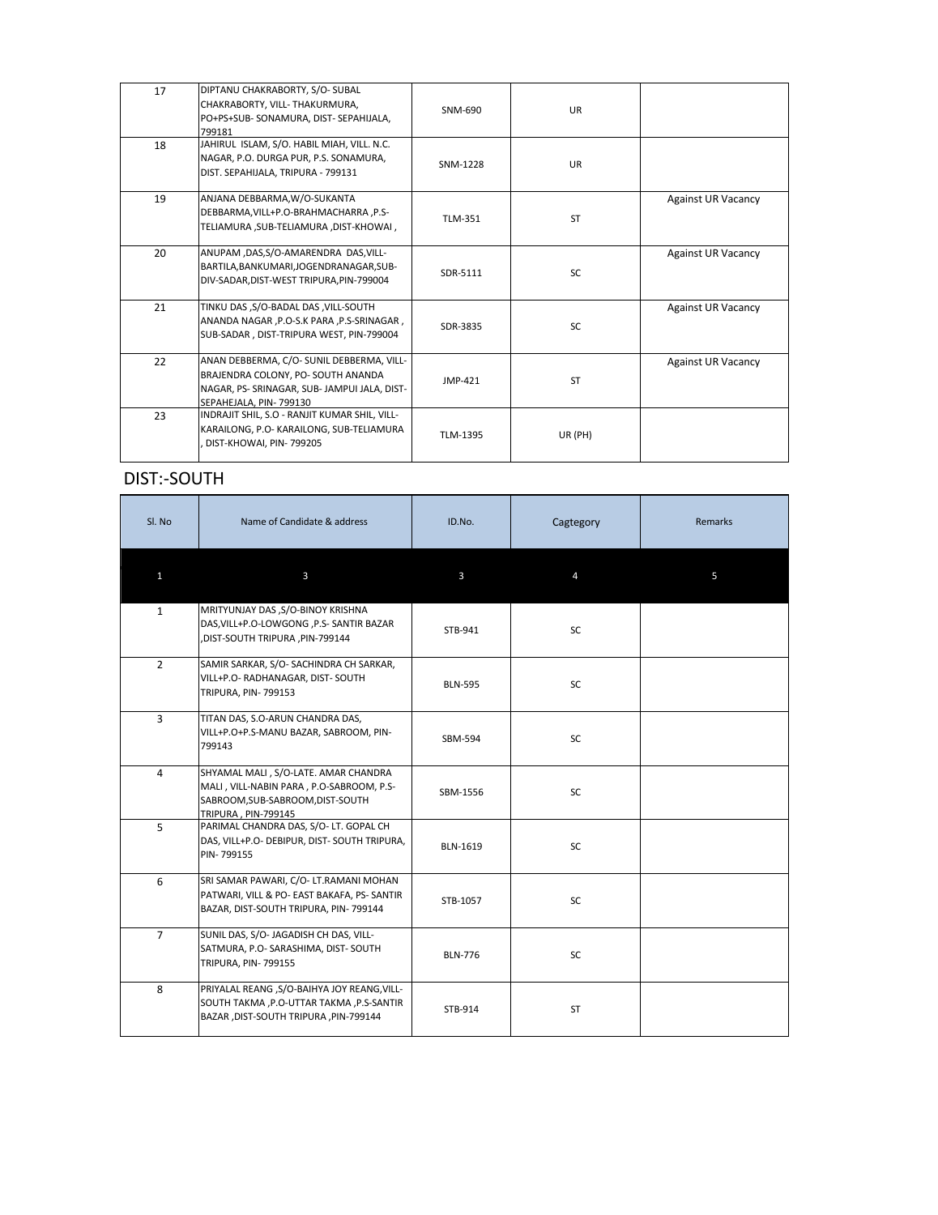| 17 | DIPTANU CHAKRABORTY, S/O- SUBAL CHAKRABORTY, VILL- THAKURMURA, PO+PS+SUB- SONAMURA, DIST- SEPAHIJALA, 799181 | SNM-690 | UR | |
|---|---|---|---|---|
| 18 | JAHIRUL ISLAM, S/O. HABIL MIAH, VILL. N.C. NAGAR, P.O. DURGA PUR, P.S. SONAMURA, DIST. SEPAHIJALA, TRIPURA - 799131 | SNM-1228 | UR | |
| 19 | ANJANA DEBBARMA,W/O-SUKANTA DEBBARMA,VILL+P.O-BRAHMACHARRA ,P.S-TELIAMURA ,SUB-TELIAMURA ,DIST-KHOWAI , | TLM-351 | ST | Against UR Vacancy |
| 20 | ANUPAM ,DAS,S/O-AMARENDRA DAS,VILL-BARTILA,BANKUMARI,JOGENDRANAGAR,SUB-DIV-SADAR,DIST-WEST TRIPURA,PIN-799004 | SDR-5111 | SC | Against UR Vacancy |
| 21 | TINKU DAS ,S/O-BADAL DAS ,VILL-SOUTH ANANDA NAGAR ,P.O-S.K PARA ,P.S-SRINAGAR , SUB-SADAR , DIST-TRIPURA WEST, PIN-799004 | SDR-3835 | SC | Against UR Vacancy |
| 22 | ANAN DEBBERMA, C/O- SUNIL DEBBERMA, VILL-BRAJENDRA COLONY, PO- SOUTH ANANDA NAGAR, PS- SRINAGAR, SUB- JAMPUI JALA, DIST-SEPAHEJALA, PIN- 799130 | JMP-421 | ST | Against UR Vacancy |
| 23 | INDRAJIT SHIL, S.O - RANJIT KUMAR SHIL, VILL-KARAILONG, P.O- KARAILONG, SUB-TELIAMURA , DIST-KHOWAI, PIN- 799205 | TLM-1395 | UR (PH) | |

## DIST:-SOUTH

| Sl. No | Name of Candidate & address | ID.No. | Cagtegory | Remarks |
|---|---|---|---|---|
| 1 | 3 | 3 | 4 | 5 |
| 1 | MRITYUNJAY DAS ,S/O-BINOY KRISHNA DAS,VILL+P.O-LOWGONG ,P.S- SANTIR BAZAR ,DIST-SOUTH TRIPURA ,PIN-799144 | STB-941 | SC | |
| 2 | SAMIR SARKAR, S/O- SACHINDRA CH SARKAR, VILL+P.O- RADHANAGAR, DIST- SOUTH TRIPURA, PIN- 799153 | BLN-595 | SC | |
| 3 | TITAN DAS, S.O-ARUN CHANDRA DAS, VILL+P.O+P.S-MANU BAZAR, SABROOM, PIN-799143 | SBM-594 | SC | |
| 4 | SHYAMAL MALI , S/O-LATE. AMAR CHANDRA MALI , VILL-NABIN PARA , P.O-SABROOM, P.S-SABROOM,SUB-SABROOM,DIST-SOUTH TRIPURA , PIN-799145 | SBM-1556 | SC | |
| 5 | PARIMAL CHANDRA DAS, S/O- LT. GOPAL CH DAS, VILL+P.O- DEBIPUR, DIST- SOUTH TRIPURA, PIN- 799155 | BLN-1619 | SC | |
| 6 | SRI SAMAR PAWARI, C/O- LT.RAMANI MOHAN PATWARI, VILL & PO- EAST BAKAFA, PS- SANTIR BAZAR, DIST-SOUTH TRIPURA, PIN- 799144 | STB-1057 | SC | |
| 7 | SUNIL DAS, S/O- JAGADISH CH DAS, VILL-SATMURA, P.O- SARASHIMA, DIST- SOUTH TRIPURA, PIN- 799155 | BLN-776 | SC | |
| 8 | PRIYALAL REANG ,S/O-BAIHYA JOY REANG,VILL-SOUTH TAKMA ,P.O-UTTAR TAKMA ,P.S-SANTIR BAZAR ,DIST-SOUTH TRIPURA ,PIN-799144 | STB-914 | ST | |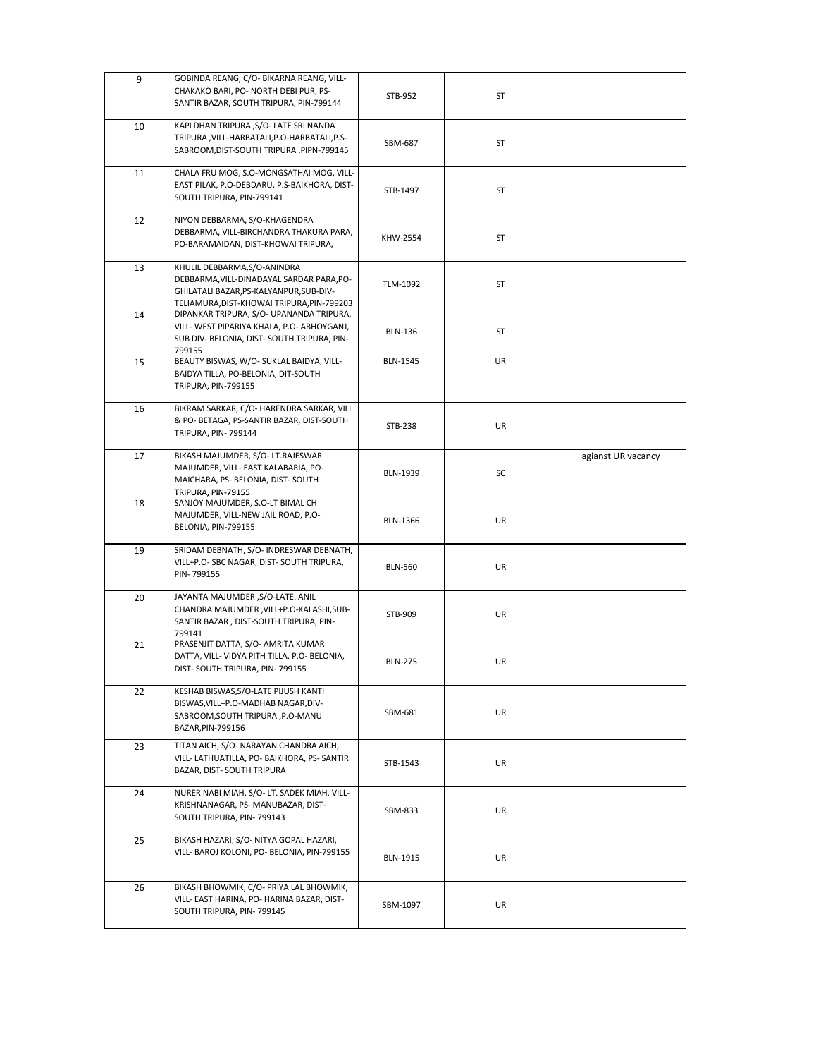| 9 | GOBINDA REANG, C/O- BIKARNA REANG, VILL- CHAKAKO BARI, PO- NORTH DEBI PUR, PS- SANTIR BAZAR, SOUTH TRIPURA, PIN-799144 | STB-952 | ST | |
|---|---|---|---|---|
| 10 | KAPI DHAN TRIPURA ,S/O- LATE SRI NANDA TRIPURA ,VILL-HARBATALI,P.O-HARBATALI,P.S-SABROOM,DIST-SOUTH TRIPURA ,PIPN-799145 | SBM-687 | ST | |
| 11 | CHALA FRU MOG, S.O-MONGSATHAI MOG, VILL-EAST PILAK, P.O-DEBDARU, P.S-BAIKHORA, DIST-SOUTH TRIPURA, PIN-799141 | STB-1497 | ST | |
| 12 | NIYON DEBBARMA, S/O-KHAGENDRA DEBBARMA, VILL-BIRCHANDRA THAKURA PARA, PO-BARAMAIDAN, DIST-KHOWAI TRIPURA, | KHW-2554 | ST | |
| 13 | KHULIL DEBBARMA,S/O-ANINDRA DEBBARMA,VILL-DINADAYAL SARDAR PARA,PO-GHILATALI BAZAR,PS-KALYANPUR,SUB-DIV-TELIAMURA,DIST-KHOWAI TRIPURA,PIN-799203 | TLM-1092 | ST | |
| 14 | DIPANKAR TRIPURA, S/O- UPANANDA TRIPURA, VILL- WEST PIPARIYA KHALA, P.O- ABHOYGANJ, SUB DIV- BELONIA, DIST- SOUTH TRIPURA, PIN-799155 | BLN-136 | ST | |
| 15 | BEAUTY BISWAS, W/O- SUKLAL BAIDYA, VILL-BAIDYA TILLA, PO-BELONIA, DIT-SOUTH TRIPURA, PIN-799155 | BLN-1545 | UR | |
| 16 | BIKRAM SARKAR, C/O- HARENDRA SARKAR, VILL & PO- BETAGA, PS-SANTIR BAZAR, DIST-SOUTH TRIPURA, PIN- 799144 | STB-238 | UR | |
| 17 | BIKASH MAJUMDER, S/O- LT.RAJESWAR MAJUMDER, VILL- EAST KALABARIA, PO-MAICHARA, PS- BELONIA, DIST- SOUTH TRIPURA, PIN-79155 | BLN-1939 | SC | agianst UR vacancy |
| 18 | SANJOY MAJUMDER, S.O-LT BIMAL CH MAJUMDER, VILL-NEW JAIL ROAD, P.O-BELONIA, PIN-799155 | BLN-1366 | UR | |
| 19 | SRIDAM DEBNATH, S/O- INDRESWAR DEBNATH, VILL+P.O- SBC NAGAR, DIST- SOUTH TRIPURA, PIN- 799155 | BLN-560 | UR | |
| 20 | JAYANTA MAJUMDER ,S/O-LATE. ANIL CHANDRA MAJUMDER ,VILL+P.O-KALASHI,SUB-SANTIR BAZAR , DIST-SOUTH TRIPURA, PIN-799141 | STB-909 | UR | |
| 21 | PRASENJIT DATTA, S/O- AMRITA KUMAR DATTA, VILL- VIDYA PITH TILLA, P.O- BELONIA, DIST- SOUTH TRIPURA, PIN- 799155 | BLN-275 | UR | |
| 22 | KESHAB BISWAS,S/O-LATE PIJUSH KANTI BISWAS,VILL+P.O-MADHAB NAGAR,DIV-SABROOM,SOUTH TRIPURA ,P.O-MANU BAZAR,PIN-799156 | SBM-681 | UR | |
| 23 | TITAN AICH, S/O- NARAYAN CHANDRA AICH, VILL- LATHUATILLA, PO- BAIKHORA, PS- SANTIR BAZAR, DIST- SOUTH TRIPURA | STB-1543 | UR | |
| 24 | NURER NABI MIAH, S/O- LT. SADEK MIAH, VILL-KRISHNANAGAR, PS- MANUBAZAR, DIST-SOUTH TRIPURA, PIN- 799143 | SBM-833 | UR | |
| 25 | BIKASH HAZARI, S/O- NITYA GOPAL HAZARI, VILL- BAROJ KOLONI, PO- BELONIA, PIN-799155 | BLN-1915 | UR | |
| 26 | BIKASH BHOWMIK, C/O- PRIYA LAL BHOWMIK, VILL- EAST HARINA, PO- HARINA BAZAR, DIST-SOUTH TRIPURA, PIN- 799145 | SBM-1097 | UR | |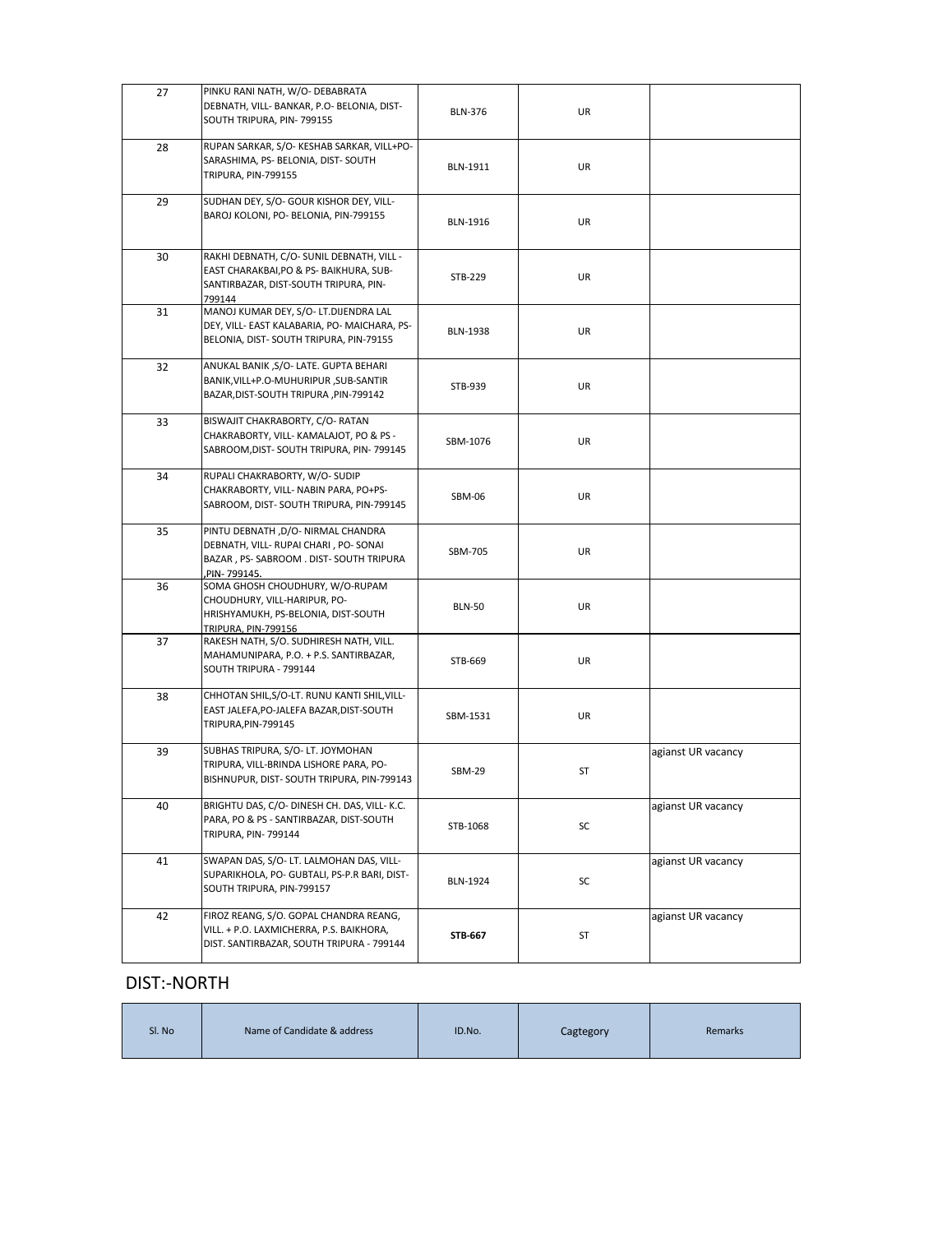| 27 | PINKU RANI NATH, W/O- DEBABRATA DEBNATH, VILL- BANKAR, P.O- BELONIA, DIST- SOUTH TRIPURA, PIN- 799155 | BLN-376 | UR | |
|---|---|---|---|---|
| 28 | RUPAN SARKAR, S/O- KESHAB SARKAR, VILL+PO- SARASHIMA, PS- BELONIA, DIST- SOUTH TRIPURA, PIN-799155 | BLN-1911 | UR | |
| 29 | SUDHAN DEY, S/O- GOUR KISHOR DEY, VILL- BAROJ KOLONI, PO- BELONIA, PIN-799155 | BLN-1916 | UR | |
| 30 | RAKHI DEBNATH, C/O- SUNIL DEBNATH, VILL - EAST CHARAKBAI,PO & PS- BAIKHURA, SUB- SANTIRBAZAR, DIST-SOUTH TRIPURA, PIN- 799144 | STB-229 | UR | |
| 31 | MANOJ KUMAR DEY, S/O- LT.DIJENDRA LAL DEY, VILL- EAST KALABARIA, PO- MAICHARA, PS- BELONIA, DIST- SOUTH TRIPURA, PIN-79155 | BLN-1938 | UR | |
| 32 | ANUKAL BANIK ,S/O- LATE. GUPTA BEHARI BANIK,VILL+P.O-MUHURIPUR ,SUB-SANTIR BAZAR,DIST-SOUTH TRIPURA ,PIN-799142 | STB-939 | UR | |
| 33 | BISWAJIT CHAKRABORTY, C/O- RATAN CHAKRABORTY, VILL- KAMALAJOT, PO & PS - SABROOM,DIST- SOUTH TRIPURA, PIN- 799145 | SBM-1076 | UR | |
| 34 | RUPALI CHAKRABORTY, W/O- SUDIP CHAKRABORTY, VILL- NABIN PARA, PO+PS- SABROOM, DIST- SOUTH TRIPURA, PIN-799145 | SBM-06 | UR | |
| 35 | PINTU DEBNATH ,D/O- NIRMAL CHANDRA DEBNATH, VILL- RUPAI CHARI , PO- SONAI BAZAR , PS- SABROOM . DIST- SOUTH TRIPURA ,PIN- 799145. | SBM-705 | UR | |
| 36 | SOMA GHOSH CHOUDHURY, W/O-RUPAM CHOUDHURY, VILL-HARIPUR, PO- HRISHYAMUKH, PS-BELONIA, DIST-SOUTH TRIPURA, PIN-799156 | BLN-50 | UR | |
| 37 | RAKESH NATH, S/O. SUDHIRESH NATH, VILL. MAHAMUNIPARA, P.O. + P.S. SANTIRBAZAR, SOUTH TRIPURA - 799144 | STB-669 | UR | |
| 38 | CHHOTAN SHIL,S/O-LT. RUNU KANTI SHIL,VILL- EAST JALEFA,PO-JALEFA BAZAR,DIST-SOUTH TRIPURA,PIN-799145 | SBM-1531 | UR | |
| 39 | SUBHAS TRIPURA, S/O- LT. JOYMOHAN TRIPURA, VILL-BRINDA LISHORE PARA, PO- BISHNUPUR, DIST- SOUTH TRIPURA, PIN-799143 | SBM-29 | ST | agianst UR vacancy |
| 40 | BRIGHTU DAS, C/O- DINESH CH. DAS, VILL- K.C. PARA, PO & PS - SANTIRBAZAR, DIST-SOUTH TRIPURA, PIN- 799144 | STB-1068 | SC | agianst UR vacancy |
| 41 | SWAPAN DAS, S/O- LT. LALMOHAN DAS, VILL- SUPARIKHOLA, PO- GUBTALI, PS-P.R BARI, DIST- SOUTH TRIPURA, PIN-799157 | BLN-1924 | SC | agianst UR vacancy |
| 42 | FIROZ REANG, S/O. GOPAL CHANDRA REANG, VILL. + P.O. LAXMICHERRA, P.S. BAIKHORA, DIST. SANTIRBAZAR, SOUTH TRIPURA - 799144 | **STB-667** | ST | agianst UR vacancy |

## DIST:-NORTH

| Sl. No | Name of Candidate & address | ID.No. | Cagtegory | Remarks |
|---|---|---|---|---|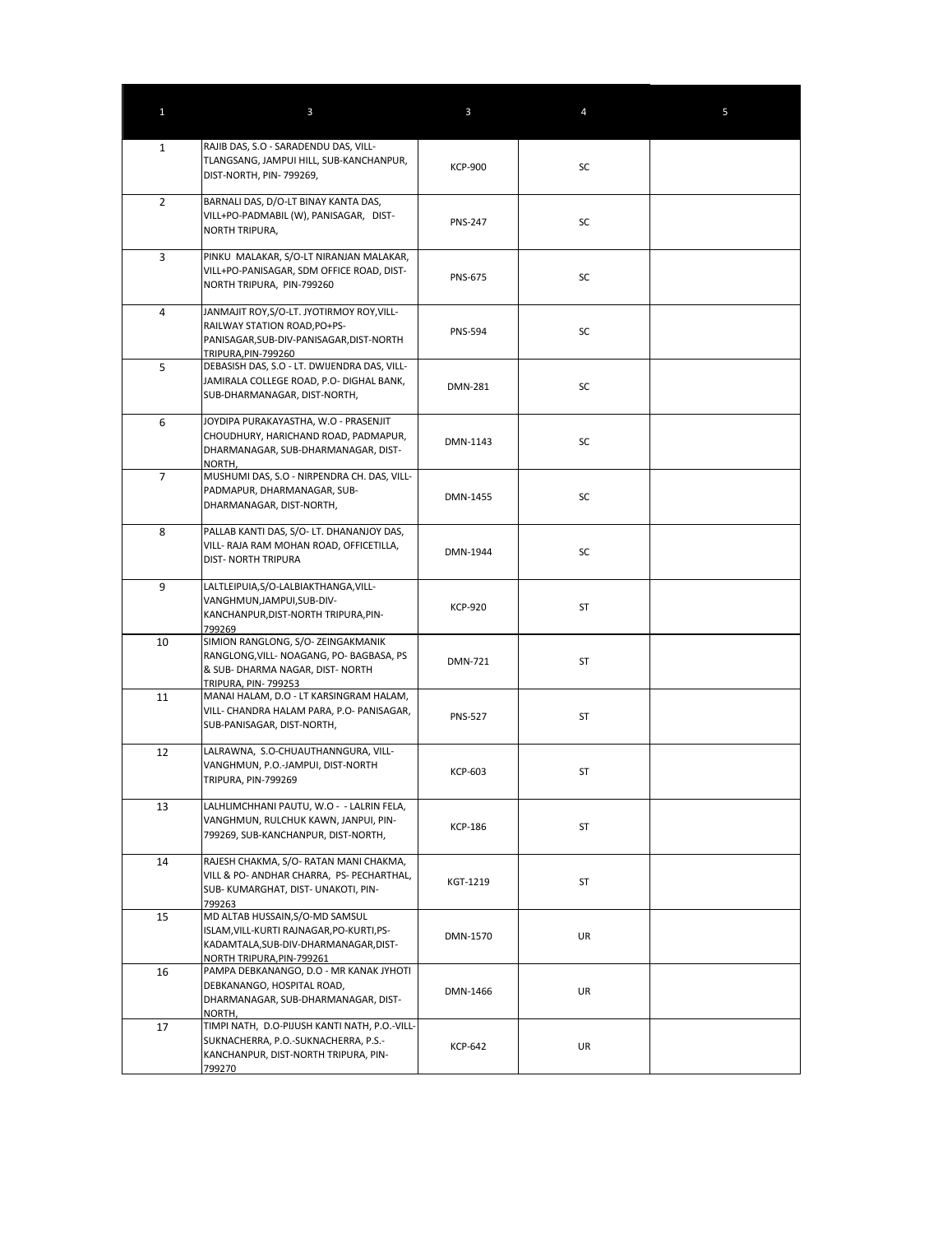| 1 | 3 | 3 | 4 | 5 |
|---|---|---|---|---|
| 1 | RAJIB DAS, S.O - SARADENDU DAS, VILL-TLANGSANG, JAMPUI HILL, SUB-KANCHANPUR, DIST-NORTH, PIN- 799269, | KCP-900 | SC | |
| 2 | BARNALI DAS, D/O-LT BINAY KANTA DAS, VILL+PO-PADMABIL (W), PANISAGAR, DIST-NORTH TRIPURA, | PNS-247 | SC | |
| 3 | PINKU MALAKAR, S/O-LT NIRANJAN MALAKAR, VILL+PO-PANISAGAR, SDM OFFICE ROAD, DIST-NORTH TRIPURA, PIN-799260 | PNS-675 | SC | |
| 4 | JANMAJIT ROY,S/O-LT. JYOTIRMOY ROY,VILL-RAILWAY STATION ROAD,PO+PS-PANISAGAR,SUB-DIV-PANISAGAR,DIST-NORTH TRIPURA,PIN-799260 | PNS-594 | SC | |
| 5 | DEBASISH DAS, S.O - LT. DWIJENDRA DAS, VILL-JAMIRALA COLLEGE ROAD, P.O- DIGHAL BANK, SUB-DHARMANAGAR, DIST-NORTH, | DMN-281 | SC | |
| 6 | JOYDIPA PURAKAYASTHA, W.O - PRASENJIT CHOUDHURY, HARICHAND ROAD, PADMAPUR, DHARMANAGAR, SUB-DHARMANAGAR, DIST-NORTH, | DMN-1143 | SC | |
| 7 | MUSHUMI DAS, S.O - NIRPENDRA CH. DAS, VILL-PADMAPUR, DHARMANAGAR, SUB-DHARMANAGAR, DIST-NORTH, | DMN-1455 | SC | |
| 8 | PALLAB KANTI DAS, S/O- LT. DHANANJOY DAS, VILL- RAJA RAM MOHAN ROAD, OFFICETILLA, DIST- NORTH TRIPURA | DMN-1944 | SC | |
| 9 | LALTLEIPUIA,S/O-LALBIAKTHANGA,VILL-VANGHMUN,JAMPUI,SUB-DIV-KANCHANPUR,DIST-NORTH TRIPURA,PIN-799269 | KCP-920 | ST | |
| 10 | SIMION RANGLONG, S/O- ZEINGAKMANIK RANGLONG,VILL- NOAGANG, PO- BAGBASA, PS & SUB- DHARMA NAGAR, DIST- NORTH TRIPURA, PIN- 799253 | DMN-721 | ST | |
| 11 | MANAI HALAM, D.O - LT KARSINGRAM HALAM, VILL- CHANDRA HALAM PARA, P.O- PANISAGAR, SUB-PANISAGAR, DIST-NORTH, | PNS-527 | ST | |
| 12 | LALRAWNA, S.O-CHUAUTHANNGURA, VILL-VANGHMUN, P.O.-JAMPUI, DIST-NORTH TRIPURA, PIN-799269 | KCP-603 | ST | |
| 13 | LALHLIMCHHANI PAUTU, W.O - - LALRIN FELA, VANGHMUN, RULCHUK KAWN, JANPUI, PIN-799269, SUB-KANCHANPUR, DIST-NORTH, | KCP-186 | ST | |
| 14 | RAJESH CHAKMA, S/O- RATAN MANI CHAKMA, VILL & PO- ANDHAR CHARRA, PS- PECHARTHAL, SUB- KUMARGHAT, DIST- UNAKOTI, PIN-799263 | KGT-1219 | ST | |
| 15 | MD ALTAB HUSSAIN,S/O-MD SAMSUL ISLAM,VILL-KURTI RAJNAGAR,PO-KURTI,PS-KADAMTALA,SUB-DIV-DHARMANAGAR,DIST-NORTH TRIPURA,PIN-799261 | DMN-1570 | UR | |
| 16 | PAMPA DEBKANANGO, D.O - MR KANAK JYHOTI DEBKANANGO, HOSPITAL ROAD, DHARMANAGAR, SUB-DHARMANAGAR, DIST-NORTH, | DMN-1466 | UR | |
| 17 | TIMPI NATH, D.O-PIJUSH KANTI NATH, P.O.-VILL-SUKNACHERRA, P.O.-SUKNACHERRA, P.S.-KANCHANPUR, DIST-NORTH TRIPURA, PIN-799270 | KCP-642 | UR | |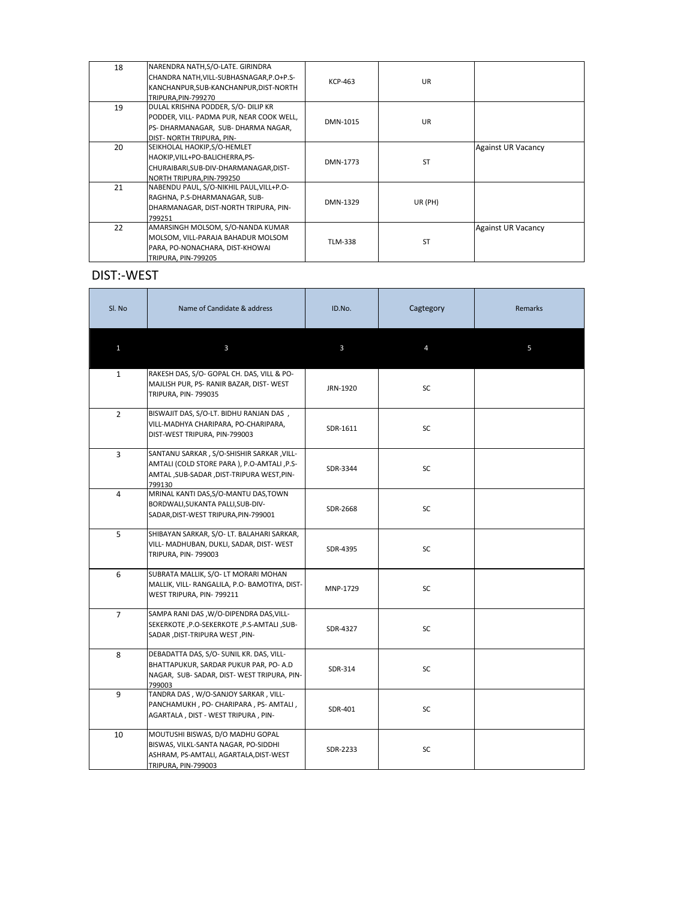| | | | | |
|---|---|---|---|---|
| 18 | NARENDRA NATH,S/O-LATE. GIRINDRA CHANDRA NATH,VILL-SUBHASNAGAR,P.O+P.S-KANCHANPUR,SUB-KANCHANPUR,DIST-NORTH TRIPURA,PIN-799270 | KCP-463 | UR | |
| 19 | DULAL KRISHNA PODDER, S/O- DILIP KR PODDER, VILL- PADMA PUR, NEAR COOK WELL, PS- DHARMANAGAR, SUB- DHARMA NAGAR, DIST- NORTH TRIPURA, PIN- | DMN-1015 | UR | |
| 20 | SEIKHOLAL HAOKIP,S/O-HEMLET HAOKIP,VILL+PO-BALICHERRA,PS-CHURAIBARI,SUB-DIV-DHARMANAGAR,DIST-NORTH TRIPURA,PIN-799250 | DMN-1773 | ST | Against UR Vacancy |
| 21 | NABENDU PAUL, S/O-NIKHIL PAUL,VILL+P.O-RAGHNA, P.S-DHARMANAGAR, SUB-DHARMANAGAR, DIST-NORTH TRIPURA, PIN-799251 | DMN-1329 | UR (PH) | |
| 22 | AMARSINGH MOLSOM, S/O-NANDA KUMAR MOLSOM, VILL-PARAJA BAHADUR MOLSOM PARA, PO-NONACHARA, DIST-KHOWAI TRIPURA, PIN-799205 | TLM-338 | ST | Against UR Vacancy |

## DIST:-WEST

| Sl. No | Name of Candidate & address | ID.No. | Cagtegory | Remarks |
|---|---|---|---|---|
| 1 | 3 | 3 | 4 | 5 |
| 1 | RAKESH DAS, S/O- GOPAL CH. DAS, VILL & PO- MAJLISH PUR, PS- RANIR BAZAR, DIST- WEST TRIPURA, PIN- 799035 | JRN-1920 | SC | |
| 2 | BISWAJIT DAS, S/O-LT. BIDHU RANJAN DAS , VILL-MADHYA CHARIPARA, PO-CHARIPARA, DIST-WEST TRIPURA, PIN-799003 | SDR-1611 | SC | |
| 3 | SANTANU SARKAR , S/O-SHISHIR SARKAR ,VILL-AMTALI (COLD STORE PARA ), P.O-AMTALI ,P.S-AMTAL ,SUB-SADAR ,DIST-TRIPURA WEST,PIN-799130 | SDR-3344 | SC | |
| 4 | MRINAL KANTI DAS,S/O-MANTU DAS,TOWN BORDWALI,SUKANTA PALLI,SUB-DIV-SADAR,DIST-WEST TRIPURA,PIN-799001 | SDR-2668 | SC | |
| 5 | SHIBAYAN SARKAR, S/O- LT. BALAHARI SARKAR, VILL- MADHUBAN, DUKLI, SADAR, DIST- WEST TRIPURA, PIN- 799003 | SDR-4395 | SC | |
| 6 | SUBRATA MALLIK, S/O- LT MORARI MOHAN MALLIK, VILL- RANGALILA, P.O- BAMOTIYA, DIST- WEST TRIPURA, PIN- 799211 | MNP-1729 | SC | |
| 7 | SAMPA RANI DAS ,W/O-DIPENDRA DAS,VILL-SEKERKOTE ,P.O-SEKERKOTE ,P.S-AMTALI ,SUB-SADAR ,DIST-TRIPURA WEST ,PIN- | SDR-4327 | SC | |
| 8 | DEBADATTA DAS, S/O- SUNIL KR. DAS, VILL- BHATTAPUKUR, SARDAR PUKUR PAR, PO- A.D NAGAR, SUB- SADAR, DIST- WEST TRIPURA, PIN-799003 | SDR-314 | SC | |
| 9 | TANDRA DAS , W/O-SANJOY SARKAR , VILL-PANCHAMUKH , PO- CHARIPARA , PS- AMTALI , AGARTALA , DIST - WEST TRIPURA , PIN- | SDR-401 | SC | |
| 10 | MOUTUSHI BISWAS, D/O MADHU GOPAL BISWAS, VILKL-SANTA NAGAR, PO-SIDDHI ASHRAM, PS-AMTALI, AGARTALA,DIST-WEST TRIPURA, PIN-799003 | SDR-2233 | SC | |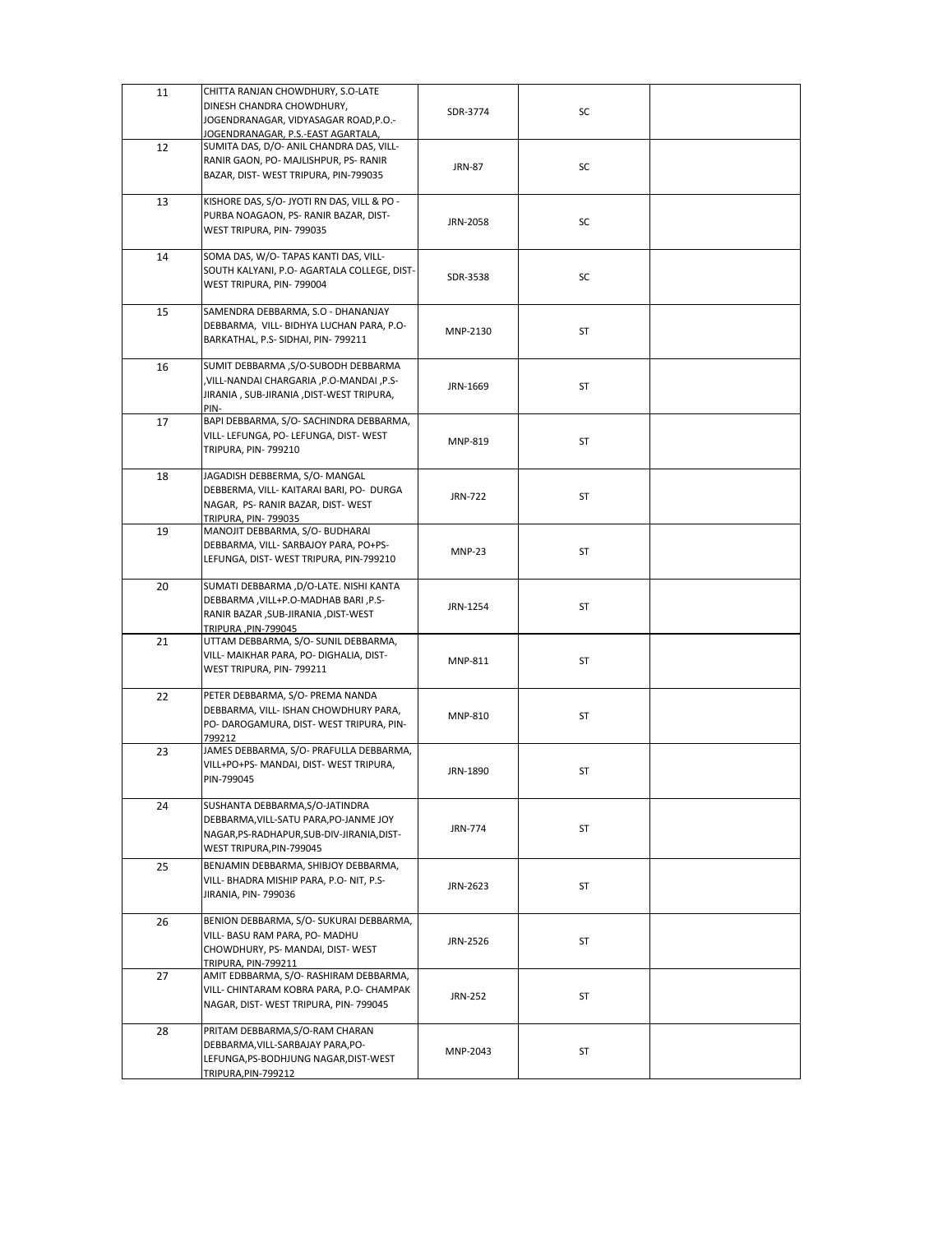| 11 | CHITTA RANJAN CHOWDHURY, S.O-LATE DINESH CHANDRA CHOWDHURY, JOGENDRANAGAR, VIDYASAGAR ROAD,P.O.-JOGENDRANAGAR, P.S.-EAST AGARTALA, | SDR-3774 | SC | |
|---|---|---|---|---|
| 12 | SUMITA DAS, D/O- ANIL CHANDRA DAS, VILL-RANIR GAON, PO- MAJLISHPUR, PS- RANIR BAZAR, DIST- WEST TRIPURA, PIN-799035 | JRN-87 | SC | |
| 13 | KISHORE DAS, S/O- JYOTI RN DAS, VILL & PO - PURBA NOAGAON, PS- RANIR BAZAR, DIST-WEST TRIPURA, PIN- 799035 | JRN-2058 | SC | |
| 14 | SOMA DAS, W/O- TAPAS KANTI DAS, VILL-SOUTH KALYANI, P.O- AGARTALA COLLEGE, DIST-WEST TRIPURA, PIN- 799004 | SDR-3538 | SC | |
| 15 | SAMENDRA DEBBARMA, S.O - DHANANJAY DEBBARMA, VILL- BIDHYA LUCHAN PARA, P.O-BARKATHAL, P.S- SIDHAI, PIN- 799211 | MNP-2130 | ST | |
| 16 | SUMIT DEBBARMA ,S/O-SUBODH DEBBARMA ,VILL-NANDAI CHARGARIA ,P.O-MANDAI ,P.S-JIRANIA , SUB-JIRANIA ,DIST-WEST TRIPURA, PIN- | JRN-1669 | ST | |
| 17 | BAPI DEBBARMA, S/O- SACHINDRA DEBBARMA, VILL- LEFUNGA, PO- LEFUNGA, DIST- WEST TRIPURA, PIN- 799210 | MNP-819 | ST | |
| 18 | JAGADISH DEBBERMA, S/O- MANGAL DEBBERMA, VILL- KAITARAI BARI, PO- DURGA NAGAR, PS- RANIR BAZAR, DIST- WEST TRIPURA, PIN- 799035 | JRN-722 | ST | |
| 19 | MANOJIT DEBBARMA, S/O- BUDHARAI DEBBARMA, VILL- SARBAJOY PARA, PO+PS-LEFUNGA, DIST- WEST TRIPURA, PIN-799210 | MNP-23 | ST | |
| 20 | SUMATI DEBBARMA ,D/O-LATE. NISHI KANTA DEBBARMA ,VILL+P.O-MADHAB BARI ,P.S-RANIR BAZAR ,SUB-JIRANIA ,DIST-WEST TRIPURA ,PIN-799045 | JRN-1254 | ST | |
| 21 | UTTAM DEBBARMA, S/O- SUNIL DEBBARMA, VILL- MAIKHAR PARA, PO- DIGHALIA, DIST-WEST TRIPURA, PIN- 799211 | MNP-811 | ST | |
| 22 | PETER DEBBARMA, S/O- PREMA NANDA DEBBARMA, VILL- ISHAN CHOWDHURY PARA, PO- DAROGAMURA, DIST- WEST TRIPURA, PIN-799212 | MNP-810 | ST | |
| 23 | JAMES DEBBARMA, S/O- PRAFULLA DEBBARMA, VILL+PO+PS- MANDAI, DIST- WEST TRIPURA, PIN-799045 | JRN-1890 | ST | |
| 24 | SUSHANTA DEBBARMA,S/O-JATINDRA DEBBARMA,VILL-SATU PARA,PO-JANME JOY NAGAR,PS-RADHAPUR,SUB-DIV-JIRANIA,DIST-WEST TRIPURA,PIN-799045 | JRN-774 | ST | |
| 25 | BENJAMIN DEBBARMA, SHIBJOY DEBBARMA, VILL- BHADRA MISHIP PARA, P.O- NIT, P.S-JIRANIA, PIN- 799036 | JRN-2623 | ST | |
| 26 | BENION DEBBARMA, S/O- SUKURAI DEBBARMA, VILL- BASU RAM PARA, PO- MADHU CHOWDHURY, PS- MANDAI, DIST- WEST TRIPURA, PIN-799211 | JRN-2526 | ST | |
| 27 | AMIT EDBBARMA, S/O- RASHIRAM DEBBARMA, VILL- CHINTARAM KOBRA PARA, P.O- CHAMPAK NAGAR, DIST- WEST TRIPURA, PIN- 799045 | JRN-252 | ST | |
| 28 | PRITAM DEBBARMA,S/O-RAM CHARAN DEBBARMA,VILL-SARBAJAY PARA,PO-LEFUNGA,PS-BODHJUNG NAGAR,DIST-WEST TRIPURA,PIN-799212 | MNP-2043 | ST | |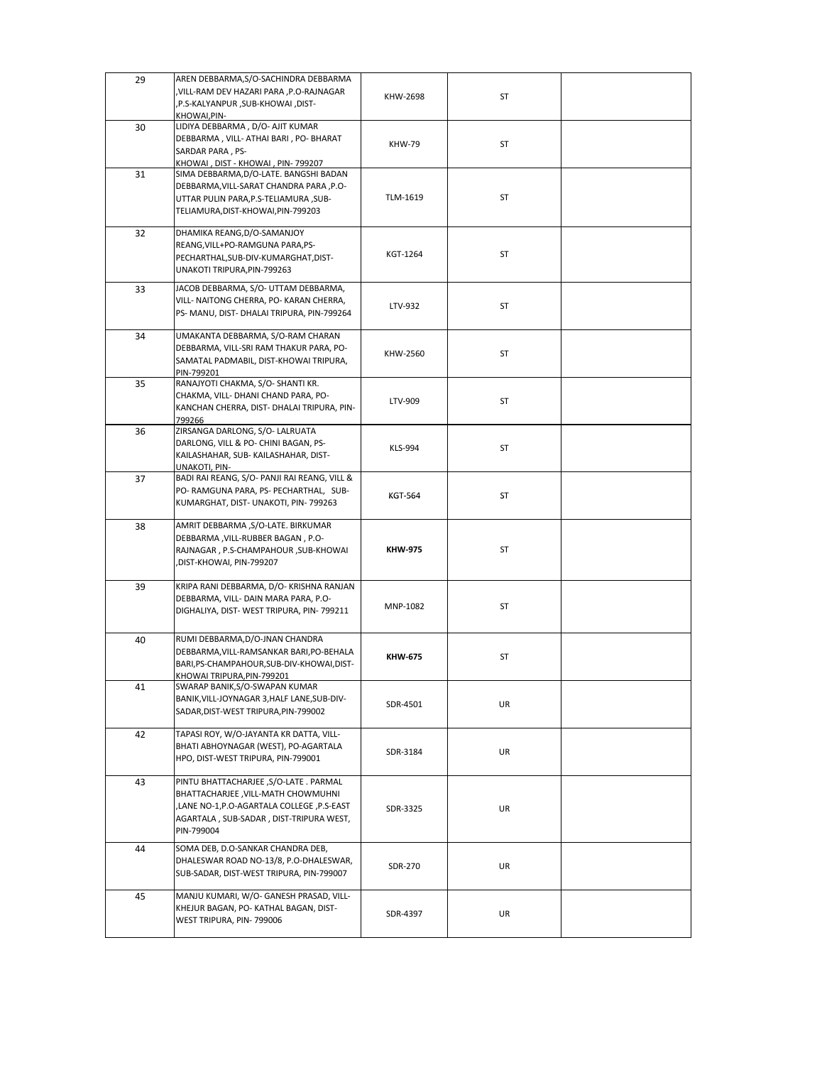| 29 | AREN DEBBARMA,S/O-SACHINDRA DEBBARMA ,VILL-RAM DEV HAZARI PARA ,P.O-RAJNAGAR ,P.S-KALYANPUR ,SUB-KHOWAI ,DIST-KHOWAI,PIN- | KHW-2698 | ST | |
|---|---|---|---|---|
| 30 | LIDIYA DEBBARMA , D/O- AJIT KUMAR DEBBARMA , VILL- ATHAI BARI , PO- BHARAT SARDAR PARA , PS-KHOWAI , DIST - KHOWAI , PIN- 799207 | KHW-79 | ST | |
| 31 | SIMA DEBBARMA,D/O-LATE. BANGSHI BADAN DEBBARMA,VILL-SARAT CHANDRA PARA ,P.O-UTTAR PULIN PARA,P.S-TELIAMURA ,SUB-TELIAMURA,DIST-KHOWAI,PIN-799203 | TLM-1619 | ST | |
| 32 | DHAMIKA REANG,D/O-SAMANJOY REANG,VILL+PO-RAMGUNA PARA,PS-PECHARTHAL,SUB-DIV-KUMARGHAT,DIST-UNAKOTI TRIPURA,PIN-799263 | KGT-1264 | ST | |
| 33 | JACOB DEBBARMA, S/O- UTTAM DEBBARMA, VILL- NAITONG CHERRA, PO- KARAN CHERRA, PS- MANU, DIST- DHALAI TRIPURA, PIN-799264 | LTV-932 | ST | |
| 34 | UMAKANTA DEBBARMA, S/O-RAM CHARAN DEBBARMA, VILL-SRI RAM THAKUR PARA, PO-SAMATAL PADMABIL, DIST-KHOWAI TRIPURA, PIN-799201 | KHW-2560 | ST | |
| 35 | RANAJYOTI CHAKMA, S/O- SHANTI KR. CHAKMA, VILL- DHANI CHAND PARA, PO-KANCHAN CHERRA, DIST- DHALAI TRIPURA, PIN-799266 | LTV-909 | ST | |
| 36 | ZIRSANGA DARLONG, S/O- LALRUATA DARLONG, VILL & PO- CHINI BAGAN, PS-KAILASHAHAR, SUB- KAILASHAHAR, DIST-UNAKOTI, PIN- | KLS-994 | ST | |
| 37 | BADI RAI REANG, S/O- PANJI RAI REANG, VILL & PO- RAMGUNA PARA, PS- PECHARTHAL, SUB-KUMARGHAT, DIST- UNAKOTI, PIN- 799263 | KGT-564 | ST | |
| 38 | AMRIT DEBBARMA ,S/O-LATE. BIRKUMAR DEBBARMA ,VILL-RUBBER BAGAN , P.O-RAJNAGAR , P.S-CHAMPAHOUR ,SUB-KHOWAI ,DIST-KHOWAI, PIN-799207 | **KHW-975** | ST | |
| 39 | KRIPA RANI DEBBARMA, D/O- KRISHNA RANJAN DEBBARMA, VILL- DAIN MARA PARA, P.O-DIGHALIYA, DIST- WEST TRIPURA, PIN- 799211 | MNP-1082 | ST | |
| 40 | RUMI DEBBARMA,D/O-JNAN CHANDRA DEBBARMA,VILL-RAMSANKAR BARI,PO-BEHALA BARI,PS-CHAMPAHOUR,SUB-DIV-KHOWAI,DIST-KHOWAI TRIPURA,PIN-799201 | **KHW-675** | ST | |
| 41 | SWARAP BANIK,S/O-SWAPAN KUMAR BANIK,VILL-JOYNAGAR 3,HALF LANE,SUB-DIV-SADAR,DIST-WEST TRIPURA,PIN-799002 | SDR-4501 | UR | |
| 42 | TAPASI ROY, W/O-JAYANTA KR DATTA, VILL-BHATI ABHOYNAGAR (WEST), PO-AGARTALA HPO, DIST-WEST TRIPURA, PIN-799001 | SDR-3184 | UR | |
| 43 | PINTU BHATTACHARJEE ,S/O-LATE . PARMAL BHATTACHARJEE ,VILL-MATH CHOWMUHNI ,LANE NO-1,P.O-AGARTALA COLLEGE ,P.S-EAST AGARTALA , SUB-SADAR , DIST-TRIPURA WEST, PIN-799004 | SDR-3325 | UR | |
| 44 | SOMA DEB, D.O-SANKAR CHANDRA DEB, DHALESWAR ROAD NO-13/8, P.O-DHALESWAR, SUB-SADAR, DIST-WEST TRIPURA, PIN-799007 | SDR-270 | UR | |
| 45 | MANJU KUMARI, W/O- GANESH PRASAD, VILL-KHEJUR BAGAN, PO- KATHAL BAGAN, DIST-WEST TRIPURA, PIN- 799006 | SDR-4397 | UR | |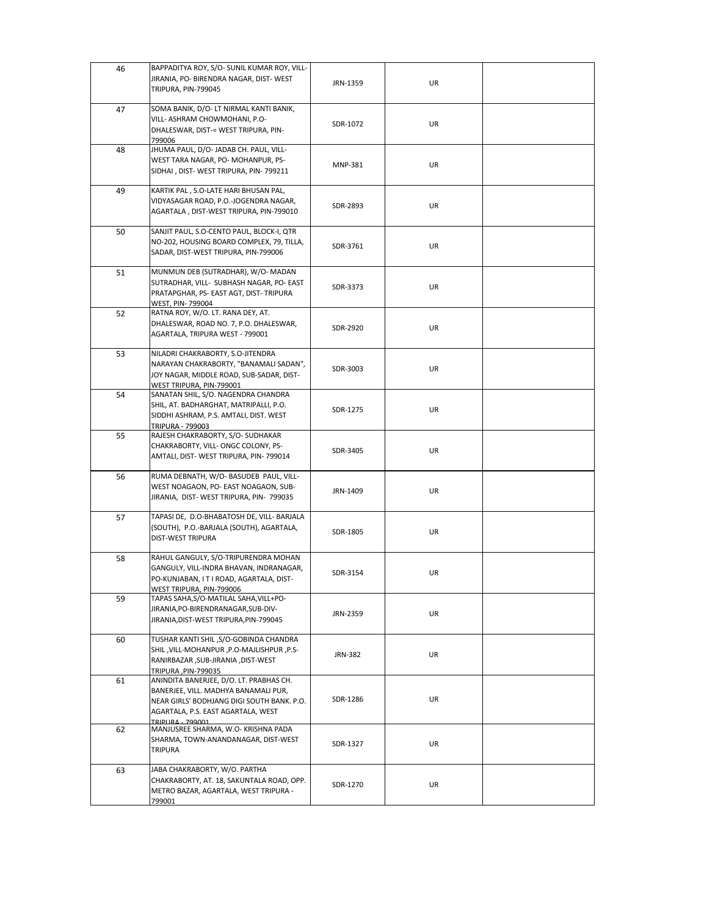| | | | | |
|---|---|---|---|---|
| 46 | BAPPADITYA ROY, S/O- SUNIL KUMAR ROY, VILL- JIRANIA, PO- BIRENDRA NAGAR, DIST- WEST TRIPURA, PIN-799045 | JRN-1359 | UR | |
| 47 | SOMA BANIK, D/O- LT NIRMAL KANTI BANIK, VILL- ASHRAM CHOWMOHANI, P.O- DHALESWAR, DIST-= WEST TRIPURA, PIN- 799006 | SDR-1072 | UR | |
| 48 | JHUMA PAUL, D/O- JADAB CH. PAUL, VILL- WEST TARA NAGAR, PO- MOHANPUR, PS- SIDHAI , DIST- WEST TRIPURA, PIN- 799211 | MNP-381 | UR | |
| 49 | KARTIK PAL , S.O-LATE HARI BHUSAN PAL, VIDYASAGAR ROAD, P.O.-JOGENDRA NAGAR, AGARTALA , DIST-WEST TRIPURA, PIN-799010 | SDR-2893 | UR | |
| 50 | SANJIT PAUL, S.O-CENTO PAUL, BLOCK-I, QTR NO-202, HOUSING BOARD COMPLEX, 79, TILLA, SADAR, DIST-WEST TRIPURA, PIN-799006 | SDR-3761 | UR | |
| 51 | MUNMUN DEB (SUTRADHAR), W/O- MADAN SUTRADHAR, VILL- SUBHASH NAGAR, PO- EAST PRATAPGHAR, PS- EAST AGT, DIST- TRIPURA WEST, PIN- 799004 | SDR-3373 | UR | |
| 52 | RATNA ROY, W/O. LT. RANA DEY, AT. DHALESWAR, ROAD NO. 7, P.O. DHALESWAR, AGARTALA, TRIPURA WEST - 799001 | SDR-2920 | UR | |
| 53 | NILADRI CHAKRABORTY, S.O-JITENDRA NARAYAN CHAKRABORTY, "BANAMALI SADAN", JOY NAGAR, MIDDLE ROAD, SUB-SADAR, DIST- WEST TRIPURA, PIN-799001 | SDR-3003 | UR | |
| 54 | SANATAN SHIL, S/O. NAGENDRA CHANDRA SHIL, AT. BADHARGHAT, MATRIPALLI, P.O. SIDDHI ASHRAM, P.S. AMTALI, DIST. WEST TRIPURA - 799003 | SDR-1275 | UR | |
| 55 | RAJESH CHAKRABORTY, S/O- SUDHAKAR CHAKRABORTY, VILL- ONGC COLONY, PS- AMTALI, DIST- WEST TRIPURA, PIN- 799014 | SDR-3405 | UR | |
| 56 | RUMA DEBNATH, W/O- BASUDEB PAUL, VILL- WEST NOAGAON, PO- EAST NOAGAON, SUB- JIRANIA, DIST- WEST TRIPURA, PIN- 799035 | JRN-1409 | UR | |
| 57 | TAPASI DE, D.O-BHABATOSH DE, VILL- BARJALA (SOUTH), P.O.-BARJALA (SOUTH), AGARTALA, DIST-WEST TRIPURA | SDR-1805 | UR | |
| 58 | RAHUL GANGULY, S/O-TRIPURENDRA MOHAN GANGULY, VILL-INDRA BHAVAN, INDRANAGAR, PO-KUNJABAN, I T I ROAD, AGARTALA, DIST- WEST TRIPURA, PIN-799006 | SDR-3154 | UR | |
| 59 | TAPAS SAHA,S/O-MATILAL SAHA,VILL+PO- JIRANIA,PO-BIRENDRANAGAR,SUB-DIV- JIRANIA,DIST-WEST TRIPURA,PIN-799045 | JRN-2359 | UR | |
| 60 | TUSHAR KANTI SHIL ,S/O-GOBINDA CHANDRA SHIL ,VILL-MOHANPUR ,P.O-MAJLISHPUR ,P.S- RANIRBAZAR ,SUB-JIRANIA ,DIST-WEST TRIPURA ,PIN-799035 | JRN-382 | UR | |
| 61 | ANINDITA BANERJEE, D/O. LT. PRABHAS CH. BANERJEE, VILL. MADHYA BANAMALI PUR, NEAR GIRLS' BODHJANG DIGI SOUTH BANK. P.O. AGARTALA, P.S. EAST AGARTALA, WEST TRIPURA - 799001 | SDR-1286 | UR | |
| 62 | MANJUSREE SHARMA, W.O- KRISHNA PADA SHARMA, TOWN-ANANDANAGAR, DIST-WEST TRIPURA | SDR-1327 | UR | |
| 63 | JABA CHAKRABORTY, W/O. PARTHA CHAKRABORTY, AT. 18, SAKUNTALA ROAD, OPP. METRO BAZAR, AGARTALA, WEST TRIPURA - 799001 | SDR-1270 | UR | |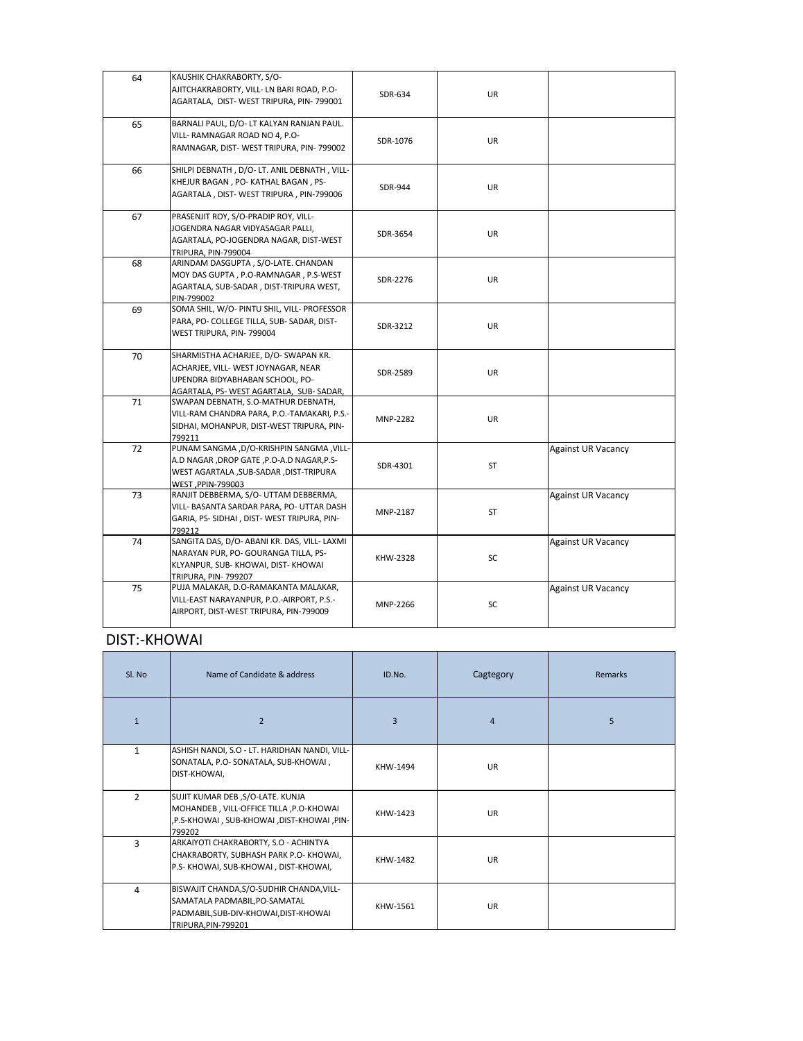| 64 | KAUSHIK CHAKRABORTY, S/O-AJITCHAKRABORTY, VILL- LN BARI ROAD, P.O-AGARTALA, DIST- WEST TRIPURA, PIN- 799001 | SDR-634 | UR | |
|---|---|---|---|---|
| 65 | BARNALI PAUL, D/O- LT KALYAN RANJAN PAUL. VILL- RAMNAGAR ROAD NO 4, P.O-RAMNAGAR, DIST- WEST TRIPURA, PIN- 799002 | SDR-1076 | UR | |
| 66 | SHILPI DEBNATH , D/O- LT. ANIL DEBNATH , VILL-KHEJUR BAGAN , PO- KATHAL BAGAN , PS-AGARTALA , DIST- WEST TRIPURA , PIN-799006 | SDR-944 | UR | |
| 67 | PRASENJIT ROY, S/O-PRADIP ROY, VILL-JOGENDRA NAGAR VIDYASAGAR PALLI, AGARTALA, PO-JOGENDRA NAGAR, DIST-WEST TRIPURA, PIN-799004 | SDR-3654 | UR | |
| 68 | ARINDAM DASGUPTA , S/O-LATE. CHANDAN MOY DAS GUPTA , P.O-RAMNAGAR , P.S-WEST AGARTALA, SUB-SADAR , DIST-TRIPURA WEST, PIN-799002 | SDR-2276 | UR | |
| 69 | SOMA SHIL, W/O- PINTU SHIL, VILL- PROFESSOR PARA, PO- COLLEGE TILLA, SUB- SADAR, DIST-WEST TRIPURA, PIN- 799004 | SDR-3212 | UR | |
| 70 | SHARMISTHA ACHARJEE, D/O- SWAPAN KR. ACHARJEE, VILL- WEST JOYNAGAR, NEAR UPENDRA BIDYABHABAN SCHOOL, PO-AGARTALA, PS- WEST AGARTALA, SUB- SADAR, | SDR-2589 | UR | |
| 71 | SWAPAN DEBNATH, S.O-MATHUR DEBNATH, VILL-RAM CHANDRA PARA, P.O.-TAMAKARI, P.S.-SIDHAI, MOHANPUR, DIST-WEST TRIPURA, PIN-799211 | MNP-2282 | UR | |
| 72 | PUNAM SANGMA ,D/O-KRISHPIN SANGMA ,VILL-A.D NAGAR ,DROP GATE ,P.O-A.D NAGAR,P.S-WEST AGARTALA ,SUB-SADAR ,DIST-TRIPURA WEST ,PPIN-799003 | SDR-4301 | ST | Against UR Vacancy |
| 73 | RANJIT DEBBERMA, S/O- UTTAM DEBBERMA, VILL- BASANTA SARDAR PARA, PO- UTTAR DASH GARIA, PS- SIDHAI , DIST- WEST TRIPURA, PIN-799212 | MNP-2187 | ST | Against UR Vacancy |
| 74 | SANGITA DAS, D/O- ABANI KR. DAS, VILL- LAXMI NARAYAN PUR, PO- GOURANGA TILLA, PS-KLYANPUR, SUB- KHOWAI, DIST- KHOWAI TRIPURA, PIN- 799207 | KHW-2328 | SC | Against UR Vacancy |
| 75 | PUJA MALAKAR, D.O-RAMAKANTA MALAKAR, VILL-EAST NARAYANPUR, P.O.-AIRPORT, P.S.-AIRPORT, DIST-WEST TRIPURA, PIN-799009 | MNP-2266 | SC | Against UR Vacancy |

## DIST:-KHOWAI

| Sl. No | Name of Candidate & address | ID.No. | Cagtegory | Remarks |
|---|---|---|---|---|
| 1 | 2 | 3 | 4 | 5 |
| 1 | ASHISH NANDI, S.O - LT. HARIDHAN NANDI, VILL-SONATALA, P.O- SONATALA, SUB-KHOWAI , DIST-KHOWAI, | KHW-1494 | UR | |
| 2 | SUJIT KUMAR DEB ,S/O-LATE. KUNJA MOHANDEB , VILL-OFFICE TILLA ,P.O-KHOWAI ,P.S-KHOWAI , SUB-KHOWAI ,DIST-KHOWAI ,PIN-799202 | KHW-1423 | UR | |
| 3 | ARKAIYOTI CHAKRABORTY, S.O - ACHINTYA CHAKRABORTY, SUBHASH PARK P.O- KHOWAI, P.S- KHOWAI, SUB-KHOWAI , DIST-KHOWAI, | KHW-1482 | UR | |
| 4 | BISWAJIT CHANDA,S/O-SUDHIR CHANDA,VILL-SAMATALA PADMABIL,PO-SAMATAL PADMABIL,SUB-DIV-KHOWAI,DIST-KHOWAI TRIPURA,PIN-799201 | KHW-1561 | UR | |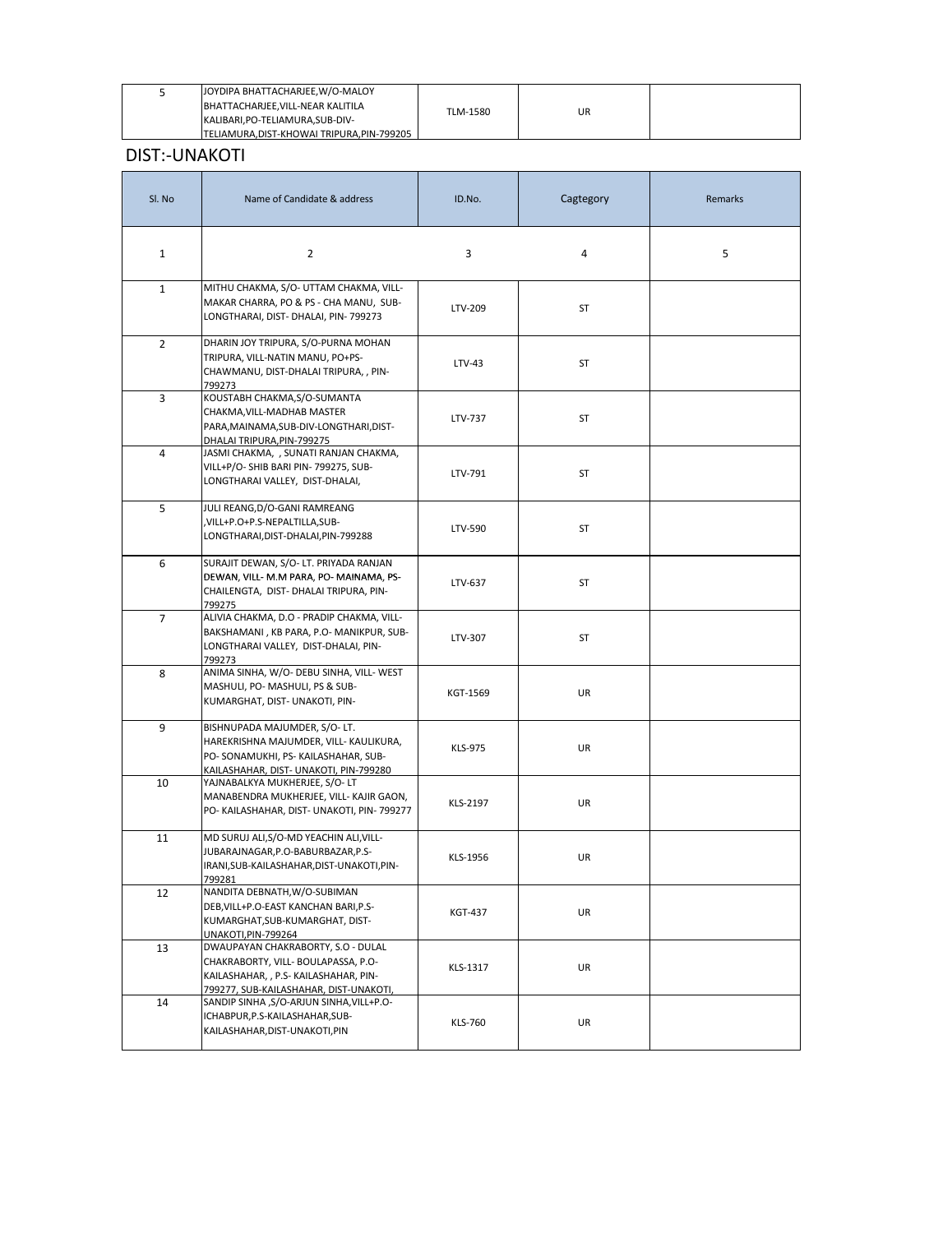| | | | | |
|---|---|---|---|---|
| 5 | JOYDIPA BHATTACHARJEE,W/O-MALOY BHATTACHARJEE,VILL-NEAR KALITILA KALIBARI,PO-TELIAMURA,SUB-DIV-TELIAMURA,DIST-KHOWAI TRIPURA,PIN-799205 | TLM-1580 | UR | |

## DIST:-UNAKOTI

| Sl. No | Name of Candidate & address | ID.No. | Cagtegory | Remarks |
|---|---|---|---|---|
| 1 | 2 | 3 | 4 | 5 |
| 1 | MITHU CHAKMA, S/O- UTTAM CHAKMA, VILL-MAKAR CHARRA, PO & PS - CHA MANU, SUB-LONGTHARAI, DIST- DHALAI, PIN- 799273 | LTV-209 | ST | |
| 2 | DHARIN JOY TRIPURA, S/O-PURNA MOHAN TRIPURA, VILL-NATIN MANU, PO+PS-CHAWMANU, DIST-DHALAI TRIPURA, , PIN-799273 | LTV-43 | ST | |
| 3 | KOUSTABH CHAKMA,S/O-SUMANTA CHAKMA,VILL-MADHAB MASTER PARA,MAINAMA,SUB-DIV-LONGTHARI,DIST-DHALAI TRIPURA,PIN-799275 | LTV-737 | ST | |
| 4 | JASMI CHAKMA, , SUNATI RANJAN CHAKMA, VILL+P/O- SHIB BARI PIN- 799275, SUB-LONGTHARAI VALLEY, DIST-DHALAI, | LTV-791 | ST | |
| 5 | JULI REANG,D/O-GANI RAMREANG ,VILL+P.O+P.S-NEPALTILLA,SUB-LONGTHARAI,DIST-DHALAI,PIN-799288 | LTV-590 | ST | |
| 6 | SURAJIT DEWAN, S/O- LT. PRIYADA RANJAN DEWAN, VILL- M.M PARA, PO- MAINAMA, PS-CHAILENGTA, DIST- DHALAI TRIPURA, PIN-799275 | LTV-637 | ST | |
| 7 | ALIVIA CHAKMA, D.O - PRADIP CHAKMA, VILL-BAKSHAMANI , KB PARA, P.O- MANIKPUR, SUB-LONGTHARAI VALLEY, DIST-DHALAI, PIN-799273 | LTV-307 | ST | |
| 8 | ANIMA SINHA, W/O- DEBU SINHA, VILL- WEST MASHULI, PO- MASHULI, PS & SUB-KUMARGHAT, DIST- UNAKOTI, PIN- | KGT-1569 | UR | |
| 9 | BISHNUPADA MAJUMDER, S/O- LT. HAREKRISHNA MAJUMDER, VILL- KAULIKURA, PO- SONAMUKHI, PS- KAILASHAHAR, SUB-KAILASHAHAR, DIST- UNAKOTI, PIN-799280 | KLS-975 | UR | |
| 10 | YAJNABALKYA MUKHERJEE, S/O- LT MANABENDRA MUKHERJEE, VILL- KAJIR GAON, PO- KAILASHAHAR, DIST- UNAKOTI, PIN- 799277 | KLS-2197 | UR | |
| 11 | MD SURUJ ALI,S/O-MD YEACHIN ALI,VILL-JUBARAJNAGAR,P.O-BABURBAZAR,P.S-IRANI,SUB-KAILASHAHAR,DIST-UNAKOTI,PIN-799281 | KLS-1956 | UR | |
| 12 | NANDITA DEBNATH,W/O-SUBIMAN DEB,VILL+P.O-EAST KANCHAN BARI,P.S-KUMARGHAT,SUB-KUMARGHAT, DIST-UNAKOTI,PIN-799264 | KGT-437 | UR | |
| 13 | DWAUPAYAN CHAKRABORTY, S.O - DULAL CHAKRABORTY, VILL- BOULAPASSA, P.O-KAILASHAHAR, , P.S- KAILASHAHAR, PIN-799277, SUB-KAILASHAHAR, DIST-UNAKOTI, | KLS-1317 | UR | |
| 14 | SANDIP SINHA ,S/O-ARJUN SINHA,VILL+P.O-ICHABPUR,P.S-KAILASHAHAR,SUB-KAILASHAHAR,DIST-UNAKOTI,PIN | KLS-760 | UR | |